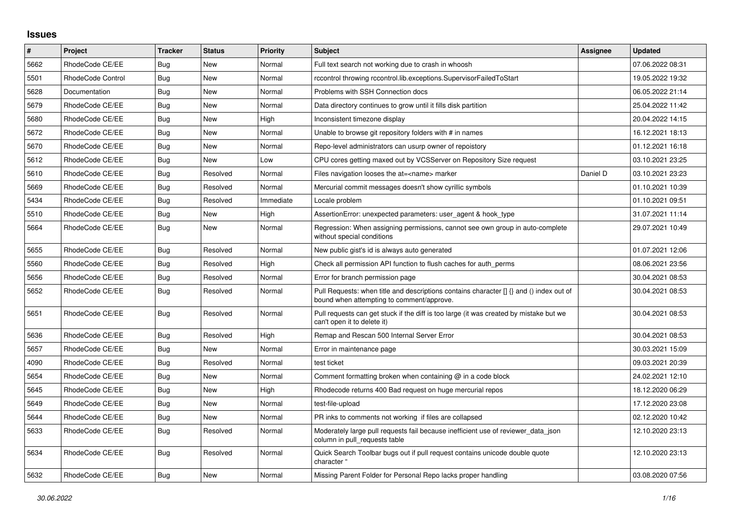## Issues

| # | Project | Tracker | Status | Priority | Subject | Assignee | Updated |
|---|---|---|---|---|---|---|---|
| 5662 | RhodeCode CE/EE | Bug | New | Normal | Full text search not working due to crash in whoosh | | 07.06.2022 08:31 |
| 5501 | RhodeCode Control | Bug | New | Normal | rccontrol throwing rccontrol.lib.exceptions.SupervisorFailedToStart | | 19.05.2022 19:32 |
| 5628 | Documentation | Bug | New | Normal | Problems with SSH Connection docs | | 06.05.2022 21:14 |
| 5679 | RhodeCode CE/EE | Bug | New | Normal | Data directory continues to grow until it fills disk partition | | 25.04.2022 11:42 |
| 5680 | RhodeCode CE/EE | Bug | New | High | Inconsistent timezone display | | 20.04.2022 14:15 |
| 5672 | RhodeCode CE/EE | Bug | New | Normal | Unable to browse git repository folders with # in names | | 16.12.2021 18:13 |
| 5670 | RhodeCode CE/EE | Bug | New | Normal | Repo-level administrators can usurp owner of repoistory | | 01.12.2021 16:18 |
| 5612 | RhodeCode CE/EE | Bug | New | Low | CPU cores getting maxed out by VCSServer on Repository Size request | | 03.10.2021 23:25 |
| 5610 | RhodeCode CE/EE | Bug | Resolved | Normal | Files navigation looses the at=<name> marker | Daniel D | 03.10.2021 23:23 |
| 5669 | RhodeCode CE/EE | Bug | Resolved | Normal | Mercurial commit messages doesn't show cyrillic symbols | | 01.10.2021 10:39 |
| 5434 | RhodeCode CE/EE | Bug | Resolved | Immediate | Locale problem | | 01.10.2021 09:51 |
| 5510 | RhodeCode CE/EE | Bug | New | High | AssertionError: unexpected parameters: user_agent & hook_type | | 31.07.2021 11:14 |
| 5664 | RhodeCode CE/EE | Bug | New | Normal | Regression: When assigning permissions, cannot see own group in auto-complete without special conditions | | 29.07.2021 10:49 |
| 5655 | RhodeCode CE/EE | Bug | Resolved | Normal | New public gist's id is always auto generated | | 01.07.2021 12:06 |
| 5560 | RhodeCode CE/EE | Bug | Resolved | High | Check all permission API function to flush caches for auth_perms | | 08.06.2021 23:56 |
| 5656 | RhodeCode CE/EE | Bug | Resolved | Normal | Error for branch permission page | | 30.04.2021 08:53 |
| 5652 | RhodeCode CE/EE | Bug | Resolved | Normal | Pull Requests: when title and descriptions contains character [] {} and () index out of bound when attempting to comment/approve. | | 30.04.2021 08:53 |
| 5651 | RhodeCode CE/EE | Bug | Resolved | Normal | Pull requests can get stuck if the diff is too large (it was created by mistake but we can't open it to delete it) | | 30.04.2021 08:53 |
| 5636 | RhodeCode CE/EE | Bug | Resolved | High | Remap and Rescan 500 Internal Server Error | | 30.04.2021 08:53 |
| 5657 | RhodeCode CE/EE | Bug | New | Normal | Error in maintenance page | | 30.03.2021 15:09 |
| 4090 | RhodeCode CE/EE | Bug | Resolved | Normal | test ticket | | 09.03.2021 20:39 |
| 5654 | RhodeCode CE/EE | Bug | New | Normal | Comment formatting broken when containing @ in a code block | | 24.02.2021 12:10 |
| 5645 | RhodeCode CE/EE | Bug | New | High | Rhodecode returns 400 Bad request on huge mercurial repos | | 18.12.2020 06:29 |
| 5649 | RhodeCode CE/EE | Bug | New | Normal | test-file-upload | | 17.12.2020 23:08 |
| 5644 | RhodeCode CE/EE | Bug | New | Normal | PR inks to comments not working if files are collapsed | | 02.12.2020 10:42 |
| 5633 | RhodeCode CE/EE | Bug | Resolved | Normal | Moderately large pull requests fail because inefficient use of reviewer_data_json column in pull_requests table | | 12.10.2020 23:13 |
| 5634 | RhodeCode CE/EE | Bug | Resolved | Normal | Quick Search Toolbar bugs out if pull request contains unicode double quote character " | | 12.10.2020 23:13 |
| 5632 | RhodeCode CE/EE | Bug | New | Normal | Missing Parent Folder for Personal Repo lacks proper handling | | 03.08.2020 07:56 |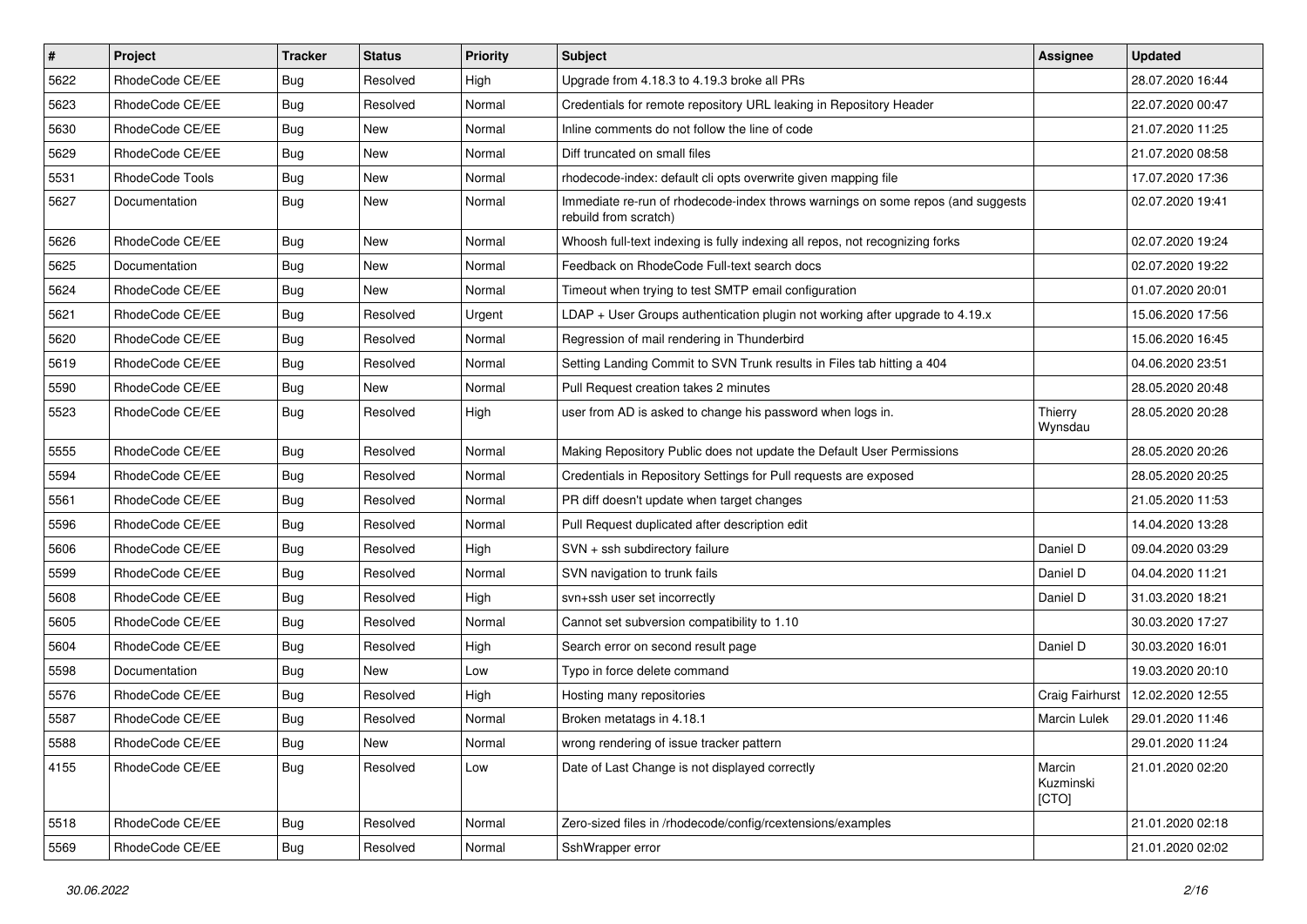| # | Project | Tracker | Status | Priority | Subject | Assignee | Updated |
|---|---|---|---|---|---|---|---|
| 5622 | RhodeCode CE/EE | Bug | Resolved | High | Upgrade from 4.18.3 to 4.19.3 broke all PRs | | 28.07.2020 16:44 |
| 5623 | RhodeCode CE/EE | Bug | Resolved | Normal | Credentials for remote repository URL leaking in Repository Header | | 22.07.2020 00:47 |
| 5630 | RhodeCode CE/EE | Bug | New | Normal | Inline comments do not follow the line of code | | 21.07.2020 11:25 |
| 5629 | RhodeCode CE/EE | Bug | New | Normal | Diff truncated on small files | | 21.07.2020 08:58 |
| 5531 | RhodeCode Tools | Bug | New | Normal | rhodecode-index: default cli opts overwrite given mapping file | | 17.07.2020 17:36 |
| 5627 | Documentation | Bug | New | Normal | Immediate re-run of rhodecode-index throws warnings on some repos (and suggests rebuild from scratch) | | 02.07.2020 19:41 |
| 5626 | RhodeCode CE/EE | Bug | New | Normal | Whoosh full-text indexing is fully indexing all repos, not recognizing forks | | 02.07.2020 19:24 |
| 5625 | Documentation | Bug | New | Normal | Feedback on RhodeCode Full-text search docs | | 02.07.2020 19:22 |
| 5624 | RhodeCode CE/EE | Bug | New | Normal | Timeout when trying to test SMTP email configuration | | 01.07.2020 20:01 |
| 5621 | RhodeCode CE/EE | Bug | Resolved | Urgent | LDAP + User Groups authentication plugin not working after upgrade to 4.19.x | | 15.06.2020 17:56 |
| 5620 | RhodeCode CE/EE | Bug | Resolved | Normal | Regression of mail rendering in Thunderbird | | 15.06.2020 16:45 |
| 5619 | RhodeCode CE/EE | Bug | Resolved | Normal | Setting Landing Commit to SVN Trunk results in Files tab hitting a 404 | | 04.06.2020 23:51 |
| 5590 | RhodeCode CE/EE | Bug | New | Normal | Pull Request creation takes 2 minutes | | 28.05.2020 20:48 |
| 5523 | RhodeCode CE/EE | Bug | Resolved | High | user from AD is asked to change his password when logs in. | Thierry Wynsdau | 28.05.2020 20:28 |
| 5555 | RhodeCode CE/EE | Bug | Resolved | Normal | Making Repository Public does not update the Default User Permissions | | 28.05.2020 20:26 |
| 5594 | RhodeCode CE/EE | Bug | Resolved | Normal | Credentials in Repository Settings for Pull requests are exposed | | 28.05.2020 20:25 |
| 5561 | RhodeCode CE/EE | Bug | Resolved | Normal | PR diff doesn't update when target changes | | 21.05.2020 11:53 |
| 5596 | RhodeCode CE/EE | Bug | Resolved | Normal | Pull Request duplicated after description edit | | 14.04.2020 13:28 |
| 5606 | RhodeCode CE/EE | Bug | Resolved | High | SVN + ssh subdirectory failure | Daniel D | 09.04.2020 03:29 |
| 5599 | RhodeCode CE/EE | Bug | Resolved | Normal | SVN navigation to trunk fails | Daniel D | 04.04.2020 11:21 |
| 5608 | RhodeCode CE/EE | Bug | Resolved | High | svn+ssh user set incorrectly | Daniel D | 31.03.2020 18:21 |
| 5605 | RhodeCode CE/EE | Bug | Resolved | Normal | Cannot set subversion compatibility to 1.10 | | 30.03.2020 17:27 |
| 5604 | RhodeCode CE/EE | Bug | Resolved | High | Search error on second result page | Daniel D | 30.03.2020 16:01 |
| 5598 | Documentation | Bug | New | Low | Typo in force delete command | | 19.03.2020 20:10 |
| 5576 | RhodeCode CE/EE | Bug | Resolved | High | Hosting many repositories | Craig Fairhurst | 12.02.2020 12:55 |
| 5587 | RhodeCode CE/EE | Bug | Resolved | Normal | Broken metatags in 4.18.1 | Marcin Lulek | 29.01.2020 11:46 |
| 5588 | RhodeCode CE/EE | Bug | New | Normal | wrong rendering of issue tracker pattern | | 29.01.2020 11:24 |
| 4155 | RhodeCode CE/EE | Bug | Resolved | Low | Date of Last Change is not displayed correctly | Marcin Kuzminski [CTO] | 21.01.2020 02:20 |
| 5518 | RhodeCode CE/EE | Bug | Resolved | Normal | Zero-sized files in /rhodecode/config/rcextensions/examples | | 21.01.2020 02:18 |
| 5569 | RhodeCode CE/EE | Bug | Resolved | Normal | SshWrapper error | | 21.01.2020 02:02 |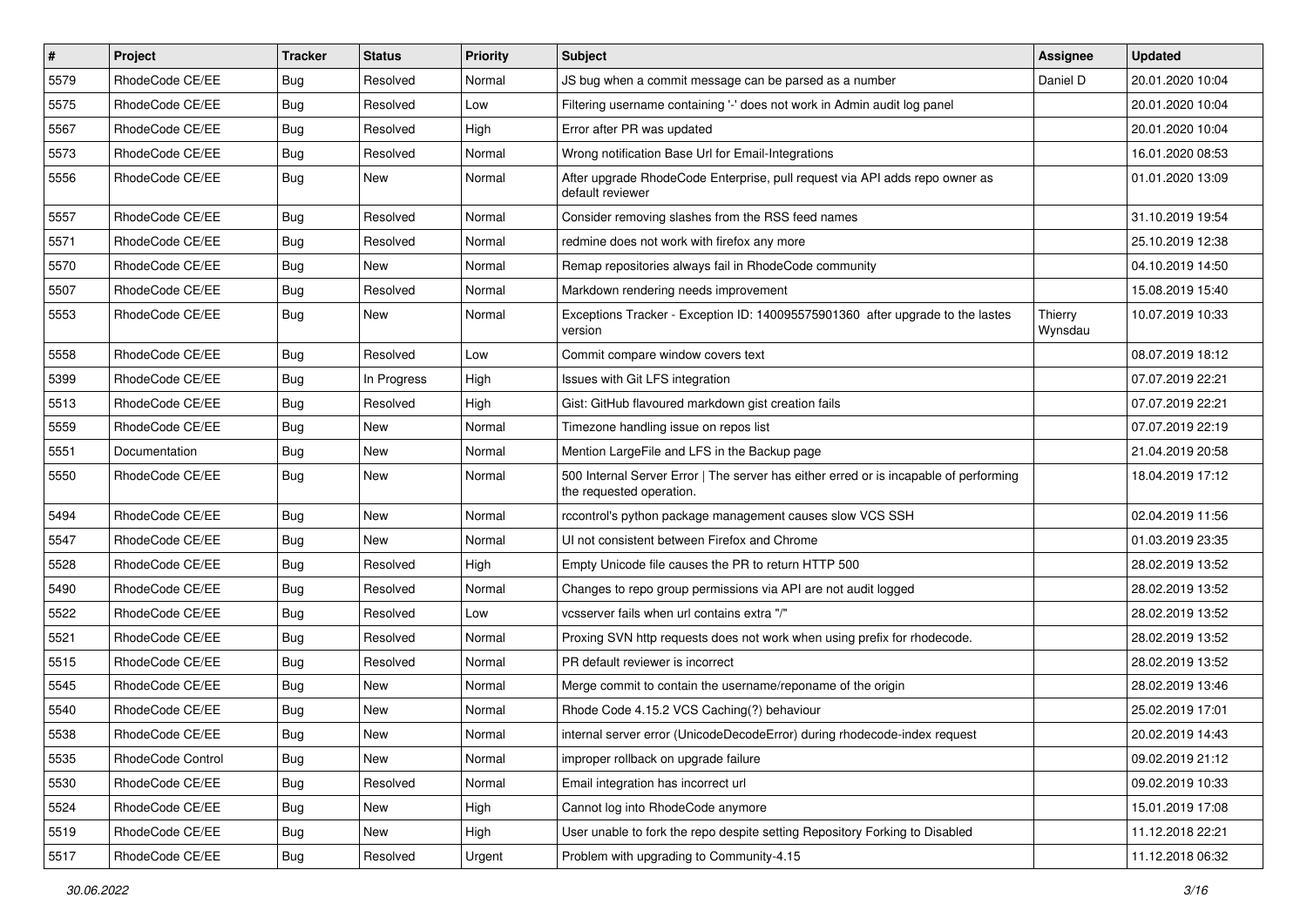| # | Project | Tracker | Status | Priority | Subject | Assignee | Updated |
|---|---|---|---|---|---|---|---|
| 5579 | RhodeCode CE/EE | Bug | Resolved | Normal | JS bug when a commit message can be parsed as a number | Daniel D | 20.01.2020 10:04 |
| 5575 | RhodeCode CE/EE | Bug | Resolved | Low | Filtering username containing '-' does not work in Admin audit log panel | | 20.01.2020 10:04 |
| 5567 | RhodeCode CE/EE | Bug | Resolved | High | Error after PR was updated | | 20.01.2020 10:04 |
| 5573 | RhodeCode CE/EE | Bug | Resolved | Normal | Wrong notification Base Url for Email-Integrations | | 16.01.2020 08:53 |
| 5556 | RhodeCode CE/EE | Bug | New | Normal | After upgrade RhodeCode Enterprise, pull request via API adds repo owner as default reviewer | | 01.01.2020 13:09 |
| 5557 | RhodeCode CE/EE | Bug | Resolved | Normal | Consider removing slashes from the RSS feed names | | 31.10.2019 19:54 |
| 5571 | RhodeCode CE/EE | Bug | Resolved | Normal | redmine does not work with firefox any more | | 25.10.2019 12:38 |
| 5570 | RhodeCode CE/EE | Bug | New | Normal | Remap repositories always fail in RhodeCode community | | 04.10.2019 14:50 |
| 5507 | RhodeCode CE/EE | Bug | Resolved | Normal | Markdown rendering needs improvement | | 15.08.2019 15:40 |
| 5553 | RhodeCode CE/EE | Bug | New | Normal | Exceptions Tracker - Exception ID: 140095575901360 after upgrade to the lastes version | Thierry Wynsdau | 10.07.2019 10:33 |
| 5558 | RhodeCode CE/EE | Bug | Resolved | Low | Commit compare window covers text | | 08.07.2019 18:12 |
| 5399 | RhodeCode CE/EE | Bug | In Progress | High | Issues with Git LFS integration | | 07.07.2019 22:21 |
| 5513 | RhodeCode CE/EE | Bug | Resolved | High | Gist: GitHub flavoured markdown gist creation fails | | 07.07.2019 22:21 |
| 5559 | RhodeCode CE/EE | Bug | New | Normal | Timezone handling issue on repos list | | 07.07.2019 22:19 |
| 5551 | Documentation | Bug | New | Normal | Mention LargeFile and LFS in the Backup page | | 21.04.2019 20:58 |
| 5550 | RhodeCode CE/EE | Bug | New | Normal | 500 Internal Server Error \| The server has either erred or is incapable of performing the requested operation. | | 18.04.2019 17:12 |
| 5494 | RhodeCode CE/EE | Bug | New | Normal | rccontrol's python package management causes slow VCS SSH | | 02.04.2019 11:56 |
| 5547 | RhodeCode CE/EE | Bug | New | Normal | UI not consistent between Firefox and Chrome | | 01.03.2019 23:35 |
| 5528 | RhodeCode CE/EE | Bug | Resolved | High | Empty Unicode file causes the PR to return HTTP 500 | | 28.02.2019 13:52 |
| 5490 | RhodeCode CE/EE | Bug | Resolved | Normal | Changes to repo group permissions via API are not audit logged | | 28.02.2019 13:52 |
| 5522 | RhodeCode CE/EE | Bug | Resolved | Low | vcsserver fails when url contains extra "/" | | 28.02.2019 13:52 |
| 5521 | RhodeCode CE/EE | Bug | Resolved | Normal | Proxing SVN http requests does not work when using prefix for rhodecode. | | 28.02.2019 13:52 |
| 5515 | RhodeCode CE/EE | Bug | Resolved | Normal | PR default reviewer is incorrect | | 28.02.2019 13:52 |
| 5545 | RhodeCode CE/EE | Bug | New | Normal | Merge commit to contain the username/reponame of the origin | | 28.02.2019 13:46 |
| 5540 | RhodeCode CE/EE | Bug | New | Normal | Rhode Code 4.15.2 VCS Caching(?) behaviour | | 25.02.2019 17:01 |
| 5538 | RhodeCode CE/EE | Bug | New | Normal | internal server error (UnicodeDecodeError) during rhodecode-index request | | 20.02.2019 14:43 |
| 5535 | RhodeCode Control | Bug | New | Normal | improper rollback on upgrade failure | | 09.02.2019 21:12 |
| 5530 | RhodeCode CE/EE | Bug | Resolved | Normal | Email integration has incorrect url | | 09.02.2019 10:33 |
| 5524 | RhodeCode CE/EE | Bug | New | High | Cannot log into RhodeCode anymore | | 15.01.2019 17:08 |
| 5519 | RhodeCode CE/EE | Bug | New | High | User unable to fork the repo despite setting Repository Forking to Disabled | | 11.12.2018 22:21 |
| 5517 | RhodeCode CE/EE | Bug | Resolved | Urgent | Problem with upgrading to Community-4.15 | | 11.12.2018 06:32 |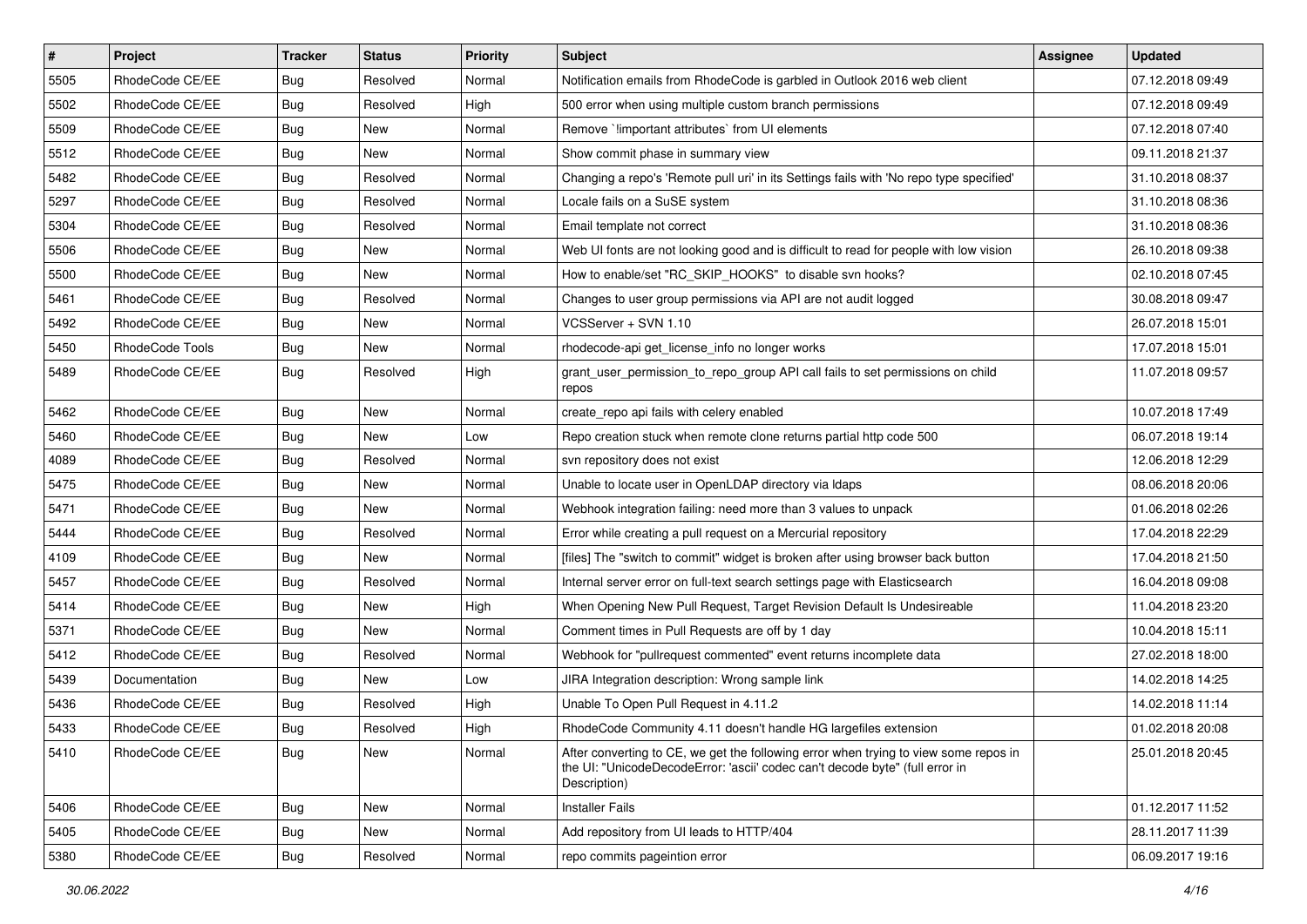| # | Project | Tracker | Status | Priority | Subject | Assignee | Updated |
|---|---|---|---|---|---|---|---|
| 5505 | RhodeCode CE/EE | Bug | Resolved | Normal | Notification emails from RhodeCode is garbled in Outlook 2016 web client | | 07.12.2018 09:49 |
| 5502 | RhodeCode CE/EE | Bug | Resolved | High | 500 error when using multiple custom branch permissions | | 07.12.2018 09:49 |
| 5509 | RhodeCode CE/EE | Bug | New | Normal | Remove `!important attributes` from UI elements | | 07.12.2018 07:40 |
| 5512 | RhodeCode CE/EE | Bug | New | Normal | Show commit phase in summary view | | 09.11.2018 21:37 |
| 5482 | RhodeCode CE/EE | Bug | Resolved | Normal | Changing a repo's 'Remote pull uri' in its Settings fails with 'No repo type specified' | | 31.10.2018 08:37 |
| 5297 | RhodeCode CE/EE | Bug | Resolved | Normal | Locale fails on a SuSE system | | 31.10.2018 08:36 |
| 5304 | RhodeCode CE/EE | Bug | Resolved | Normal | Email template not correct | | 31.10.2018 08:36 |
| 5506 | RhodeCode CE/EE | Bug | New | Normal | Web UI fonts are not looking good and is difficult to read for people with low vision | | 26.10.2018 09:38 |
| 5500 | RhodeCode CE/EE | Bug | New | Normal | How to enable/set "RC_SKIP_HOOKS" to disable svn hooks? | | 02.10.2018 07:45 |
| 5461 | RhodeCode CE/EE | Bug | Resolved | Normal | Changes to user group permissions via API are not audit logged | | 30.08.2018 09:47 |
| 5492 | RhodeCode CE/EE | Bug | New | Normal | VCSServer + SVN 1.10 | | 26.07.2018 15:01 |
| 5450 | RhodeCode Tools | Bug | New | Normal | rhodecode-api get_license_info no longer works | | 17.07.2018 15:01 |
| 5489 | RhodeCode CE/EE | Bug | Resolved | High | grant_user_permission_to_repo_group API call fails to set permissions on child repos | | 11.07.2018 09:57 |
| 5462 | RhodeCode CE/EE | Bug | New | Normal | create_repo api fails with celery enabled | | 10.07.2018 17:49 |
| 5460 | RhodeCode CE/EE | Bug | New | Low | Repo creation stuck when remote clone returns partial http code 500 | | 06.07.2018 19:14 |
| 4089 | RhodeCode CE/EE | Bug | Resolved | Normal | svn repository does not exist | | 12.06.2018 12:29 |
| 5475 | RhodeCode CE/EE | Bug | New | Normal | Unable to locate user in OpenLDAP directory via ldaps | | 08.06.2018 20:06 |
| 5471 | RhodeCode CE/EE | Bug | New | Normal | Webhook integration failing: need more than 3 values to unpack | | 01.06.2018 02:26 |
| 5444 | RhodeCode CE/EE | Bug | Resolved | Normal | Error while creating a pull request on a Mercurial repository | | 17.04.2018 22:29 |
| 4109 | RhodeCode CE/EE | Bug | New | Normal | [files] The "switch to commit" widget is broken after using browser back button | | 17.04.2018 21:50 |
| 5457 | RhodeCode CE/EE | Bug | Resolved | Normal | Internal server error on full-text search settings page with Elasticsearch | | 16.04.2018 09:08 |
| 5414 | RhodeCode CE/EE | Bug | New | High | When Opening New Pull Request, Target Revision Default Is Undesireable | | 11.04.2018 23:20 |
| 5371 | RhodeCode CE/EE | Bug | New | Normal | Comment times in Pull Requests are off by 1 day | | 10.04.2018 15:11 |
| 5412 | RhodeCode CE/EE | Bug | Resolved | Normal | Webhook for "pullrequest commented" event returns incomplete data | | 27.02.2018 18:00 |
| 5439 | Documentation | Bug | New | Low | JIRA Integration description: Wrong sample link | | 14.02.2018 14:25 |
| 5436 | RhodeCode CE/EE | Bug | Resolved | High | Unable To Open Pull Request in 4.11.2 | | 14.02.2018 11:14 |
| 5433 | RhodeCode CE/EE | Bug | Resolved | High | RhodeCode Community 4.11 doesn't handle HG largefiles extension | | 01.02.2018 20:08 |
| 5410 | RhodeCode CE/EE | Bug | New | Normal | After converting to CE, we get the following error when trying to view some repos in the UI: "UnicodeDecodeError: 'ascii' codec can't decode byte" (full error in Description) | | 25.01.2018 20:45 |
| 5406 | RhodeCode CE/EE | Bug | New | Normal | Installer Fails | | 01.12.2017 11:52 |
| 5405 | RhodeCode CE/EE | Bug | New | Normal | Add repository from UI leads to HTTP/404 | | 28.11.2017 11:39 |
| 5380 | RhodeCode CE/EE | Bug | Resolved | Normal | repo commits pageintion error | | 06.09.2017 19:16 |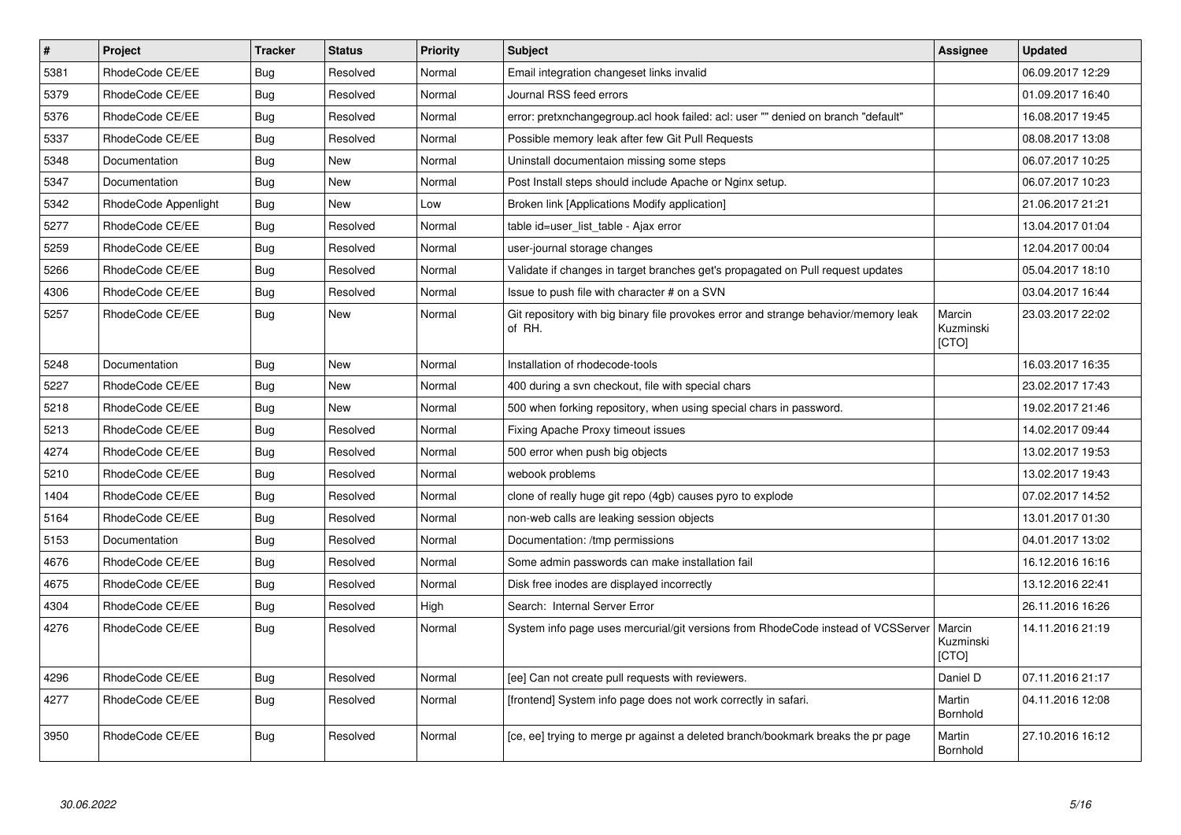| # | Project | Tracker | Status | Priority | Subject | Assignee | Updated |
|---|---|---|---|---|---|---|---|
| 5381 | RhodeCode CE/EE | Bug | Resolved | Normal | Email integration changeset links invalid | | 06.09.2017 12:29 |
| 5379 | RhodeCode CE/EE | Bug | Resolved | Normal | Journal RSS feed errors | | 01.09.2017 16:40 |
| 5376 | RhodeCode CE/EE | Bug | Resolved | Normal | error: pretxnchangegroup.acl hook failed: acl: user "" denied on branch "default" | | 16.08.2017 19:45 |
| 5337 | RhodeCode CE/EE | Bug | Resolved | Normal | Possible memory leak after few Git Pull Requests | | 08.08.2017 13:08 |
| 5348 | Documentation | Bug | New | Normal | Uninstall documentaion missing some steps | | 06.07.2017 10:25 |
| 5347 | Documentation | Bug | New | Normal | Post Install steps should include Apache or Nginx setup. | | 06.07.2017 10:23 |
| 5342 | RhodeCode Appenlight | Bug | New | Low | Broken link [Applications Modify application] | | 21.06.2017 21:21 |
| 5277 | RhodeCode CE/EE | Bug | Resolved | Normal | table id=user_list_table - Ajax error | | 13.04.2017 01:04 |
| 5259 | RhodeCode CE/EE | Bug | Resolved | Normal | user-journal storage changes | | 12.04.2017 00:04 |
| 5266 | RhodeCode CE/EE | Bug | Resolved | Normal | Validate if changes in target branches get's propagated on Pull request updates | | 05.04.2017 18:10 |
| 4306 | RhodeCode CE/EE | Bug | Resolved | Normal | Issue to push file with character # on a SVN | | 03.04.2017 16:44 |
| 5257 | RhodeCode CE/EE | Bug | New | Normal | Git repository with big binary file provokes error and strange behavior/memory leak of RH. | Marcin Kuzminski [CTO] | 23.03.2017 22:02 |
| 5248 | Documentation | Bug | New | Normal | Installation of rhodecode-tools | | 16.03.2017 16:35 |
| 5227 | RhodeCode CE/EE | Bug | New | Normal | 400 during a svn checkout, file with special chars | | 23.02.2017 17:43 |
| 5218 | RhodeCode CE/EE | Bug | New | Normal | 500 when forking repository, when using special chars in password. | | 19.02.2017 21:46 |
| 5213 | RhodeCode CE/EE | Bug | Resolved | Normal | Fixing Apache Proxy timeout issues | | 14.02.2017 09:44 |
| 4274 | RhodeCode CE/EE | Bug | Resolved | Normal | 500 error when push big objects | | 13.02.2017 19:53 |
| 5210 | RhodeCode CE/EE | Bug | Resolved | Normal | webook problems | | 13.02.2017 19:43 |
| 1404 | RhodeCode CE/EE | Bug | Resolved | Normal | clone of really huge git repo (4gb) causes pyro to explode | | 07.02.2017 14:52 |
| 5164 | RhodeCode CE/EE | Bug | Resolved | Normal | non-web calls are leaking session objects | | 13.01.2017 01:30 |
| 5153 | Documentation | Bug | Resolved | Normal | Documentation: /tmp permissions | | 04.01.2017 13:02 |
| 4676 | RhodeCode CE/EE | Bug | Resolved | Normal | Some admin passwords can make installation fail | | 16.12.2016 16:16 |
| 4675 | RhodeCode CE/EE | Bug | Resolved | Normal | Disk free inodes are displayed incorrectly | | 13.12.2016 22:41 |
| 4304 | RhodeCode CE/EE | Bug | Resolved | High | Search: Internal Server Error | | 26.11.2016 16:26 |
| 4276 | RhodeCode CE/EE | Bug | Resolved | Normal | System info page uses mercurial/git versions from RhodeCode instead of VCSServer | Marcin Kuzminski [CTO] | 14.11.2016 21:19 |
| 4296 | RhodeCode CE/EE | Bug | Resolved | Normal | [ee] Can not create pull requests with reviewers. | Daniel D | 07.11.2016 21:17 |
| 4277 | RhodeCode CE/EE | Bug | Resolved | Normal | [frontend] System info page does not work correctly in safari. | Martin Bornhold | 04.11.2016 12:08 |
| 3950 | RhodeCode CE/EE | Bug | Resolved | Normal | [ce, ee] trying to merge pr against a deleted branch/bookmark breaks the pr page | Martin Bornhold | 27.10.2016 16:12 |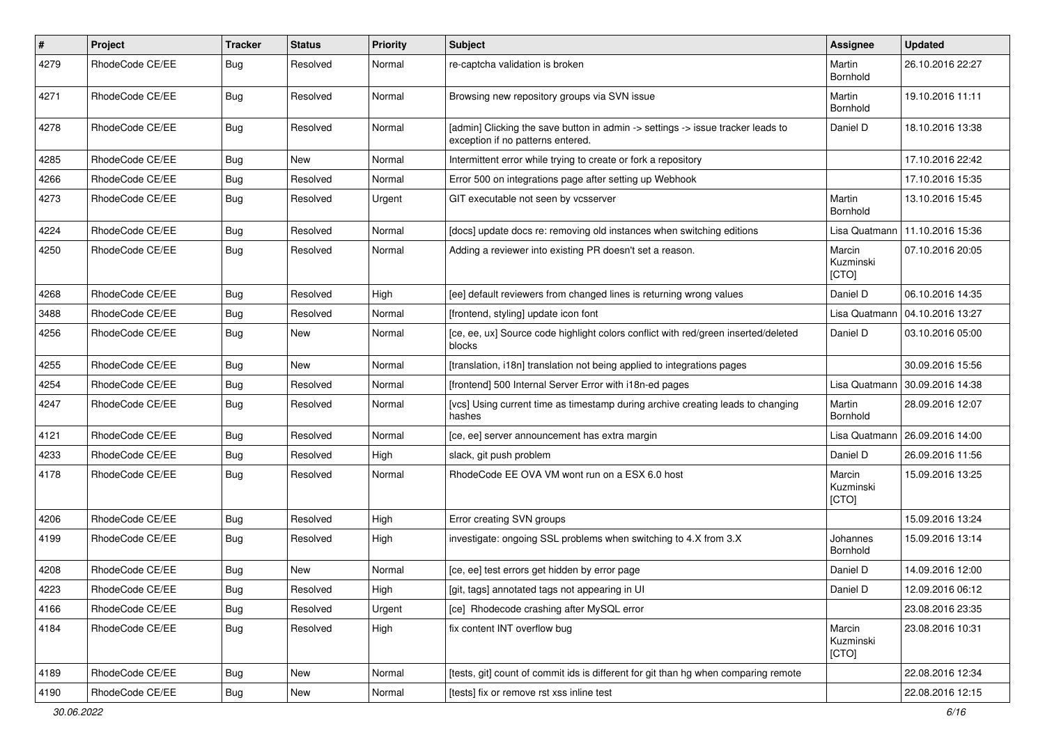| # | Project | Tracker | Status | Priority | Subject | Assignee | Updated |
|---|---|---|---|---|---|---|---|
| 4279 | RhodeCode CE/EE | Bug | Resolved | Normal | re-captcha validation is broken | Martin Bornhold | 26.10.2016 22:27 |
| 4271 | RhodeCode CE/EE | Bug | Resolved | Normal | Browsing new repository groups via SVN issue | Martin Bornhold | 19.10.2016 11:11 |
| 4278 | RhodeCode CE/EE | Bug | Resolved | Normal | [admin] Clicking the save button in admin -> settings -> issue tracker leads to exception if no patterns entered. | Daniel D | 18.10.2016 13:38 |
| 4285 | RhodeCode CE/EE | Bug | New | Normal | Intermittent error while trying to create or fork a repository | | 17.10.2016 22:42 |
| 4266 | RhodeCode CE/EE | Bug | Resolved | Normal | Error 500 on integrations page after setting up Webhook | | 17.10.2016 15:35 |
| 4273 | RhodeCode CE/EE | Bug | Resolved | Urgent | GIT executable not seen by vcsserver | Martin Bornhold | 13.10.2016 15:45 |
| 4224 | RhodeCode CE/EE | Bug | Resolved | Normal | [docs] update docs re: removing old instances when switching editions | Lisa Quatmann | 11.10.2016 15:36 |
| 4250 | RhodeCode CE/EE | Bug | Resolved | Normal | Adding a reviewer into existing PR doesn't set a reason. | Marcin Kuzminski [CTO] | 07.10.2016 20:05 |
| 4268 | RhodeCode CE/EE | Bug | Resolved | High | [ee] default reviewers from changed lines is returning wrong values | Daniel D | 06.10.2016 14:35 |
| 3488 | RhodeCode CE/EE | Bug | Resolved | Normal | [frontend, styling] update icon font | Lisa Quatmann | 04.10.2016 13:27 |
| 4256 | RhodeCode CE/EE | Bug | New | Normal | [ce, ee, ux] Source code highlight colors conflict with red/green inserted/deleted blocks | Daniel D | 03.10.2016 05:00 |
| 4255 | RhodeCode CE/EE | Bug | New | Normal | [translation, i18n] translation not being applied to integrations pages | | 30.09.2016 15:56 |
| 4254 | RhodeCode CE/EE | Bug | Resolved | Normal | [frontend] 500 Internal Server Error with i18n-ed pages | Lisa Quatmann | 30.09.2016 14:38 |
| 4247 | RhodeCode CE/EE | Bug | Resolved | Normal | [vcs] Using current time as timestamp during archive creating leads to changing hashes | Martin Bornhold | 28.09.2016 12:07 |
| 4121 | RhodeCode CE/EE | Bug | Resolved | Normal | [ce, ee] server announcement has extra margin | Lisa Quatmann | 26.09.2016 14:00 |
| 4233 | RhodeCode CE/EE | Bug | Resolved | High | slack, git push problem | Daniel D | 26.09.2016 11:56 |
| 4178 | RhodeCode CE/EE | Bug | Resolved | Normal | RhodeCode EE OVA VM wont run on a ESX 6.0 host | Marcin Kuzminski [CTO] | 15.09.2016 13:25 |
| 4206 | RhodeCode CE/EE | Bug | Resolved | High | Error creating SVN groups | | 15.09.2016 13:24 |
| 4199 | RhodeCode CE/EE | Bug | Resolved | High | investigate: ongoing SSL problems when switching to 4.X from 3.X | Johannes Bornhold | 15.09.2016 13:14 |
| 4208 | RhodeCode CE/EE | Bug | New | Normal | [ce, ee] test errors get hidden by error page | Daniel D | 14.09.2016 12:00 |
| 4223 | RhodeCode CE/EE | Bug | Resolved | High | [git, tags] annotated tags not appearing in UI | Daniel D | 12.09.2016 06:12 |
| 4166 | RhodeCode CE/EE | Bug | Resolved | Urgent | [ce] Rhodecode crashing after MySQL error | | 23.08.2016 23:35 |
| 4184 | RhodeCode CE/EE | Bug | Resolved | High | fix content INT overflow bug | Marcin Kuzminski [CTO] | 23.08.2016 10:31 |
| 4189 | RhodeCode CE/EE | Bug | New | Normal | [tests, git] count of commit ids is different for git than hg when comparing remote | | 22.08.2016 12:34 |
| 4190 | RhodeCode CE/EE | Bug | New | Normal | [tests] fix or remove rst xss inline test | | 22.08.2016 12:15 |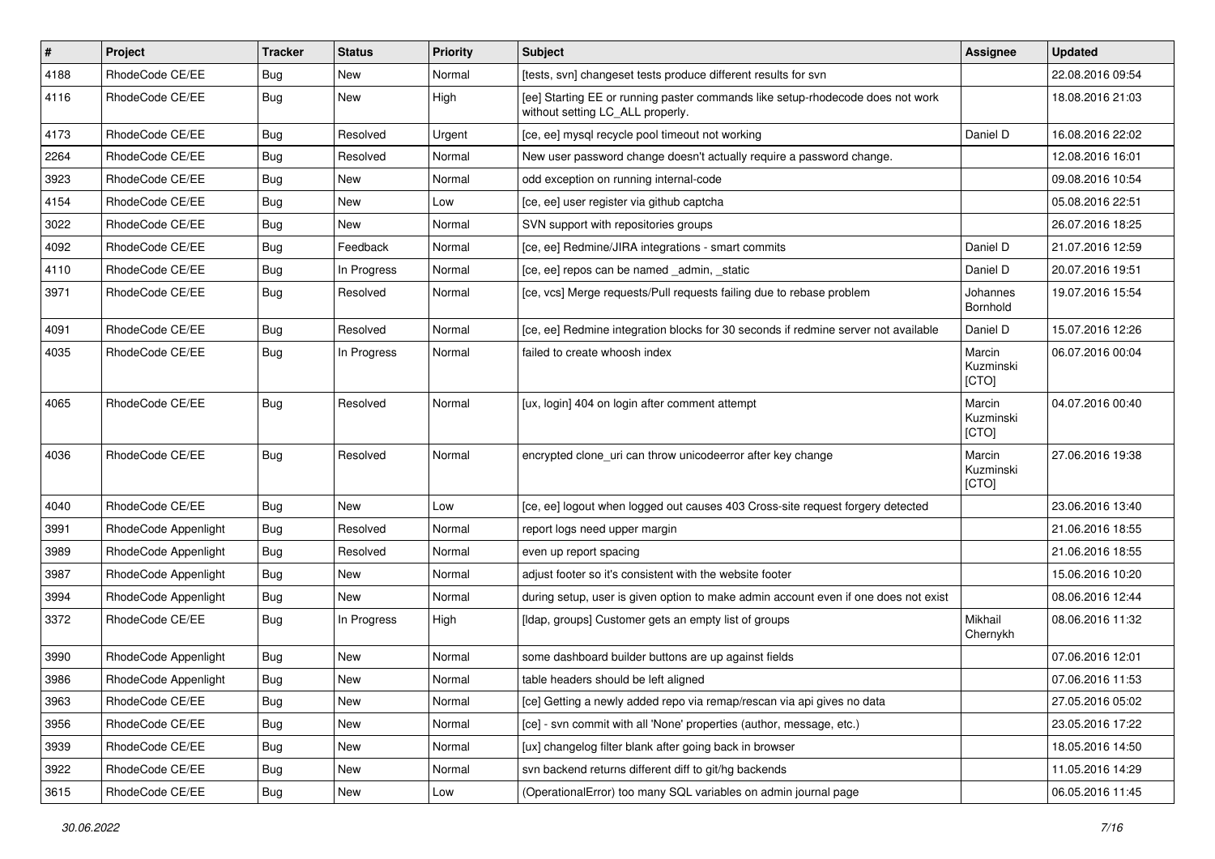| # | Project | Tracker | Status | Priority | Subject | Assignee | Updated |
|---|---|---|---|---|---|---|---|
| 4188 | RhodeCode CE/EE | Bug | New | Normal | [tests, svn] changeset tests produce different results for svn | | 22.08.2016 09:54 |
| 4116 | RhodeCode CE/EE | Bug | New | High | [ee] Starting EE or running paster commands like setup-rhodecode does not work without setting LC_ALL properly. | | 18.08.2016 21:03 |
| 4173 | RhodeCode CE/EE | Bug | Resolved | Urgent | [ce, ee] mysql recycle pool timeout not working | Daniel D | 16.08.2016 22:02 |
| 2264 | RhodeCode CE/EE | Bug | Resolved | Normal | New user password change doesn't actually require a password change. | | 12.08.2016 16:01 |
| 3923 | RhodeCode CE/EE | Bug | New | Normal | odd exception on running internal-code | | 09.08.2016 10:54 |
| 4154 | RhodeCode CE/EE | Bug | New | Low | [ce, ee] user register via github captcha | | 05.08.2016 22:51 |
| 3022 | RhodeCode CE/EE | Bug | New | Normal | SVN support with repositories groups | | 26.07.2016 18:25 |
| 4092 | RhodeCode CE/EE | Bug | Feedback | Normal | [ce, ee] Redmine/JIRA integrations - smart commits | Daniel D | 21.07.2016 12:59 |
| 4110 | RhodeCode CE/EE | Bug | In Progress | Normal | [ce, ee] repos can be named _admin, _static | Daniel D | 20.07.2016 19:51 |
| 3971 | RhodeCode CE/EE | Bug | Resolved | Normal | [ce, vcs] Merge requests/Pull requests failing due to rebase problem | Johannes Bornhold | 19.07.2016 15:54 |
| 4091 | RhodeCode CE/EE | Bug | Resolved | Normal | [ce, ee] Redmine integration blocks for 30 seconds if redmine server not available | Daniel D | 15.07.2016 12:26 |
| 4035 | RhodeCode CE/EE | Bug | In Progress | Normal | failed to create whoosh index | Marcin Kuzminski [CTO] | 06.07.2016 00:04 |
| 4065 | RhodeCode CE/EE | Bug | Resolved | Normal | [ux, login] 404 on login after comment attempt | Marcin Kuzminski [CTO] | 04.07.2016 00:40 |
| 4036 | RhodeCode CE/EE | Bug | Resolved | Normal | encrypted clone_uri can throw unicodeerror after key change | Marcin Kuzminski [CTO] | 27.06.2016 19:38 |
| 4040 | RhodeCode CE/EE | Bug | New | Low | [ce, ee] logout when logged out causes 403 Cross-site request forgery detected | | 23.06.2016 13:40 |
| 3991 | RhodeCode Appenlight | Bug | Resolved | Normal | report logs need upper margin | | 21.06.2016 18:55 |
| 3989 | RhodeCode Appenlight | Bug | Resolved | Normal | even up report spacing | | 21.06.2016 18:55 |
| 3987 | RhodeCode Appenlight | Bug | New | Normal | adjust footer so it's consistent with the website footer | | 15.06.2016 10:20 |
| 3994 | RhodeCode Appenlight | Bug | New | Normal | during setup, user is given option to make admin account even if one does not exist | | 08.06.2016 12:44 |
| 3372 | RhodeCode CE/EE | Bug | In Progress | High | [ldap, groups] Customer gets an empty list of groups | Mikhail Chernykh | 08.06.2016 11:32 |
| 3990 | RhodeCode Appenlight | Bug | New | Normal | some dashboard builder buttons are up against fields | | 07.06.2016 12:01 |
| 3986 | RhodeCode Appenlight | Bug | New | Normal | table headers should be left aligned | | 07.06.2016 11:53 |
| 3963 | RhodeCode CE/EE | Bug | New | Normal | [ce] Getting a newly added repo via remap/rescan via api gives no data | | 27.05.2016 05:02 |
| 3956 | RhodeCode CE/EE | Bug | New | Normal | [ce] - svn commit with all 'None' properties (author, message, etc.) | | 23.05.2016 17:22 |
| 3939 | RhodeCode CE/EE | Bug | New | Normal | [ux] changelog filter blank after going back in browser | | 18.05.2016 14:50 |
| 3922 | RhodeCode CE/EE | Bug | New | Normal | svn backend returns different diff to git/hg backends | | 11.05.2016 14:29 |
| 3615 | RhodeCode CE/EE | Bug | New | Low | (OperationalError) too many SQL variables on admin journal page | | 06.05.2016 11:45 |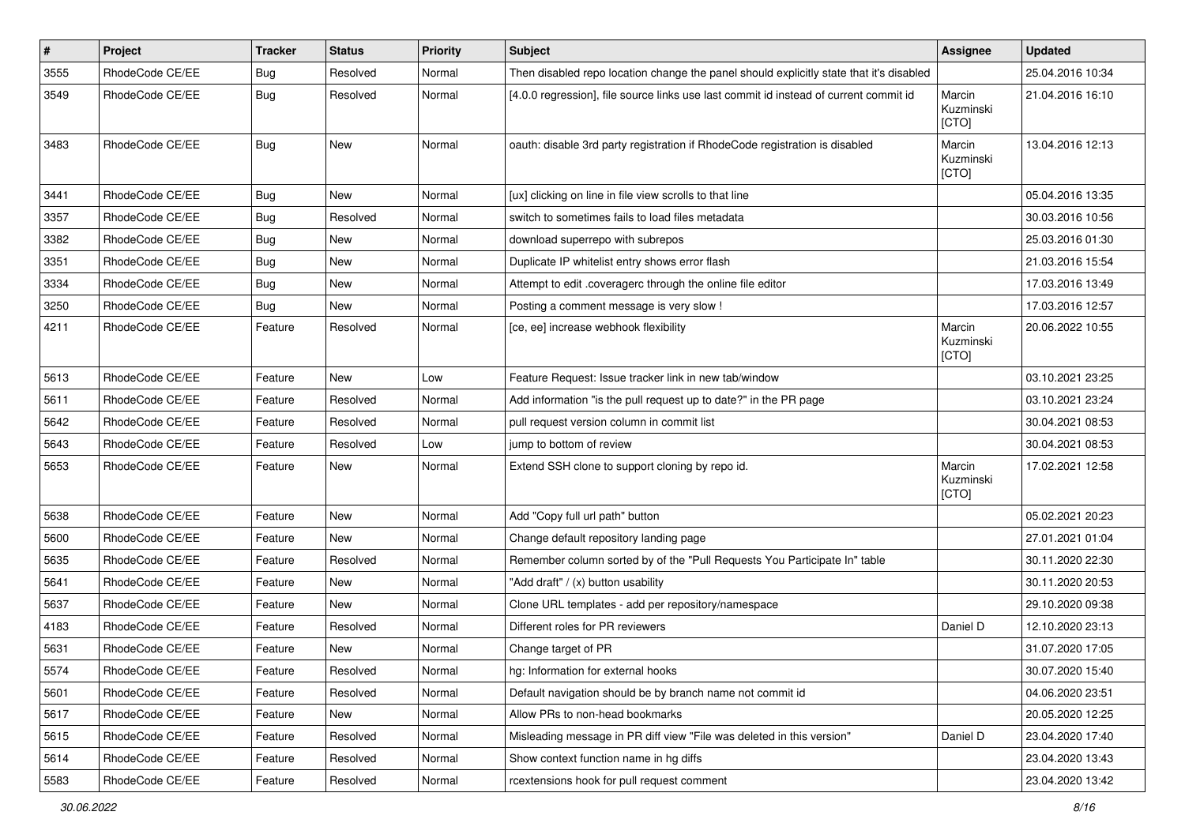| # | Project | Tracker | Status | Priority | Subject | Assignee | Updated |
|---|---|---|---|---|---|---|---|
| 3555 | RhodeCode CE/EE | Bug | Resolved | Normal | Then disabled repo location change the panel should explicitly state that it's disabled | | 25.04.2016 10:34 |
| 3549 | RhodeCode CE/EE | Bug | Resolved | Normal | [4.0.0 regression], file source links use last commit id instead of current commit id | Marcin Kuzminski [CTO] | 21.04.2016 16:10 |
| 3483 | RhodeCode CE/EE | Bug | New | Normal | oauth: disable 3rd party registration if RhodeCode registration is disabled | Marcin Kuzminski [CTO] | 13.04.2016 12:13 |
| 3441 | RhodeCode CE/EE | Bug | New | Normal | [ux] clicking on line in file view scrolls to that line | | 05.04.2016 13:35 |
| 3357 | RhodeCode CE/EE | Bug | Resolved | Normal | switch to sometimes fails to load files metadata | | 30.03.2016 10:56 |
| 3382 | RhodeCode CE/EE | Bug | New | Normal | download superrepo with subrepos | | 25.03.2016 01:30 |
| 3351 | RhodeCode CE/EE | Bug | New | Normal | Duplicate IP whitelist entry shows error flash | | 21.03.2016 15:54 |
| 3334 | RhodeCode CE/EE | Bug | New | Normal | Attempt to edit .coveragerc through the online file editor | | 17.03.2016 13:49 |
| 3250 | RhodeCode CE/EE | Bug | New | Normal | Posting a comment message is very slow ! | | 17.03.2016 12:57 |
| 4211 | RhodeCode CE/EE | Feature | Resolved | Normal | [ce, ee] increase webhook flexibility | Marcin Kuzminski [CTO] | 20.06.2022 10:55 |
| 5613 | RhodeCode CE/EE | Feature | New | Low | Feature Request: Issue tracker link in new tab/window | | 03.10.2021 23:25 |
| 5611 | RhodeCode CE/EE | Feature | Resolved | Normal | Add information "is the pull request up to date?" in the PR page | | 03.10.2021 23:24 |
| 5642 | RhodeCode CE/EE | Feature | Resolved | Normal | pull request version column in commit list | | 30.04.2021 08:53 |
| 5643 | RhodeCode CE/EE | Feature | Resolved | Low | jump to bottom of review | | 30.04.2021 08:53 |
| 5653 | RhodeCode CE/EE | Feature | New | Normal | Extend SSH clone to support cloning by repo id. | Marcin Kuzminski [CTO] | 17.02.2021 12:58 |
| 5638 | RhodeCode CE/EE | Feature | New | Normal | Add "Copy full url path" button | | 05.02.2021 20:23 |
| 5600 | RhodeCode CE/EE | Feature | New | Normal | Change default repository landing page | | 27.01.2021 01:04 |
| 5635 | RhodeCode CE/EE | Feature | Resolved | Normal | Remember column sorted by of the "Pull Requests You Participate In" table | | 30.11.2020 22:30 |
| 5641 | RhodeCode CE/EE | Feature | New | Normal | "Add draft" / (x) button usability | | 30.11.2020 20:53 |
| 5637 | RhodeCode CE/EE | Feature | New | Normal | Clone URL templates - add per repository/namespace | | 29.10.2020 09:38 |
| 4183 | RhodeCode CE/EE | Feature | Resolved | Normal | Different roles for PR reviewers | Daniel D | 12.10.2020 23:13 |
| 5631 | RhodeCode CE/EE | Feature | New | Normal | Change target of PR | | 31.07.2020 17:05 |
| 5574 | RhodeCode CE/EE | Feature | Resolved | Normal | hg: Information for external hooks | | 30.07.2020 15:40 |
| 5601 | RhodeCode CE/EE | Feature | Resolved | Normal | Default navigation should be by branch name not commit id | | 04.06.2020 23:51 |
| 5617 | RhodeCode CE/EE | Feature | New | Normal | Allow PRs to non-head bookmarks | | 20.05.2020 12:25 |
| 5615 | RhodeCode CE/EE | Feature | Resolved | Normal | Misleading message in PR diff view "File was deleted in this version" | Daniel D | 23.04.2020 17:40 |
| 5614 | RhodeCode CE/EE | Feature | Resolved | Normal | Show context function name in hg diffs | | 23.04.2020 13:43 |
| 5583 | RhodeCode CE/EE | Feature | Resolved | Normal | rcextensions hook for pull request comment | | 23.04.2020 13:42 |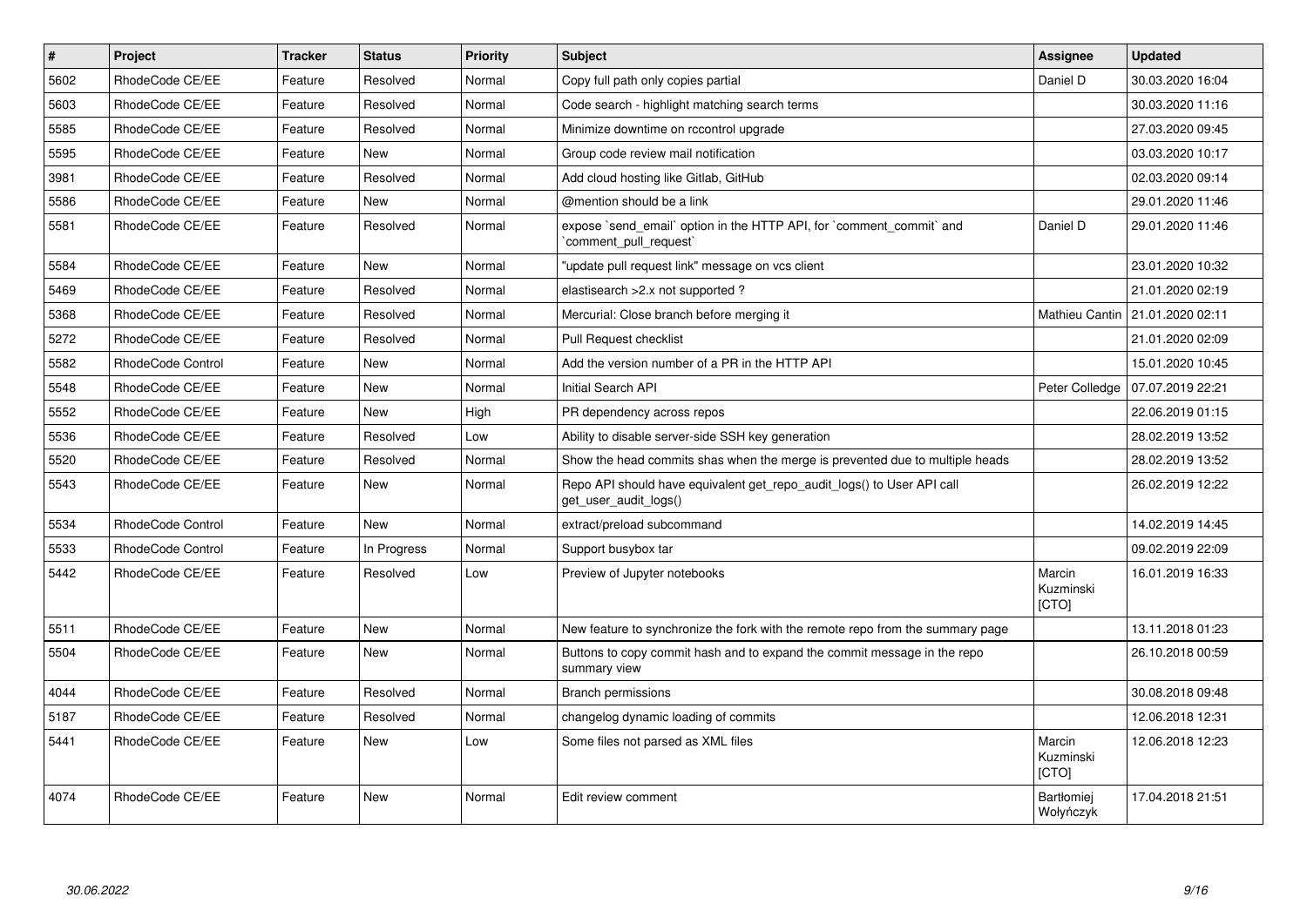| # | Project | Tracker | Status | Priority | Subject | Assignee | Updated |
|---|---|---|---|---|---|---|---|
| 5602 | RhodeCode CE/EE | Feature | Resolved | Normal | Copy full path only copies partial | Daniel D | 30.03.2020 16:04 |
| 5603 | RhodeCode CE/EE | Feature | Resolved | Normal | Code search - highlight matching search terms | | 30.03.2020 11:16 |
| 5585 | RhodeCode CE/EE | Feature | Resolved | Normal | Minimize downtime on rccontrol upgrade | | 27.03.2020 09:45 |
| 5595 | RhodeCode CE/EE | Feature | New | Normal | Group code review mail notification | | 03.03.2020 10:17 |
| 3981 | RhodeCode CE/EE | Feature | Resolved | Normal | Add cloud hosting like Gitlab, GitHub | | 02.03.2020 09:14 |
| 5586 | RhodeCode CE/EE | Feature | New | Normal | @mention should be a link | | 29.01.2020 11:46 |
| 5581 | RhodeCode CE/EE | Feature | Resolved | Normal | expose `send_email` option in the HTTP API, for `comment_commit` and `comment_pull_request` | Daniel D | 29.01.2020 11:46 |
| 5584 | RhodeCode CE/EE | Feature | New | Normal | "update pull request link" message on vcs client | | 23.01.2020 10:32 |
| 5469 | RhodeCode CE/EE | Feature | Resolved | Normal | elastisearch >2.x not supported ? | | 21.01.2020 02:19 |
| 5368 | RhodeCode CE/EE | Feature | Resolved | Normal | Mercurial: Close branch before merging it | Mathieu Cantin | 21.01.2020 02:11 |
| 5272 | RhodeCode CE/EE | Feature | Resolved | Normal | Pull Request checklist | | 21.01.2020 02:09 |
| 5582 | RhodeCode Control | Feature | New | Normal | Add the version number of a PR in the HTTP API | | 15.01.2020 10:45 |
| 5548 | RhodeCode CE/EE | Feature | New | Normal | Initial Search API | Peter Colledge | 07.07.2019 22:21 |
| 5552 | RhodeCode CE/EE | Feature | New | High | PR dependency across repos | | 22.06.2019 01:15 |
| 5536 | RhodeCode CE/EE | Feature | Resolved | Low | Ability to disable server-side SSH key generation | | 28.02.2019 13:52 |
| 5520 | RhodeCode CE/EE | Feature | Resolved | Normal | Show the head commits shas when the merge is prevented due to multiple heads | | 28.02.2019 13:52 |
| 5543 | RhodeCode CE/EE | Feature | New | Normal | Repo API should have equivalent get_repo_audit_logs() to User API call get_user_audit_logs() | | 26.02.2019 12:22 |
| 5534 | RhodeCode Control | Feature | New | Normal | extract/preload subcommand | | 14.02.2019 14:45 |
| 5533 | RhodeCode Control | Feature | In Progress | Normal | Support busybox tar | | 09.02.2019 22:09 |
| 5442 | RhodeCode CE/EE | Feature | Resolved | Low | Preview of Jupyter notebooks | Marcin Kuzminski [CTO] | 16.01.2019 16:33 |
| 5511 | RhodeCode CE/EE | Feature | New | Normal | New feature to synchronize the fork with the remote repo from the summary page | | 13.11.2018 01:23 |
| 5504 | RhodeCode CE/EE | Feature | New | Normal | Buttons to copy commit hash and to expand the commit message in the repo summary view | | 26.10.2018 00:59 |
| 4044 | RhodeCode CE/EE | Feature | Resolved | Normal | Branch permissions | | 30.08.2018 09:48 |
| 5187 | RhodeCode CE/EE | Feature | Resolved | Normal | changelog dynamic loading of commits | | 12.06.2018 12:31 |
| 5441 | RhodeCode CE/EE | Feature | New | Low | Some files not parsed as XML files | Marcin Kuzminski [CTO] | 12.06.2018 12:23 |
| 4074 | RhodeCode CE/EE | Feature | New | Normal | Edit review comment | Bartłomiej Wołyńczyk | 17.04.2018 21:51 |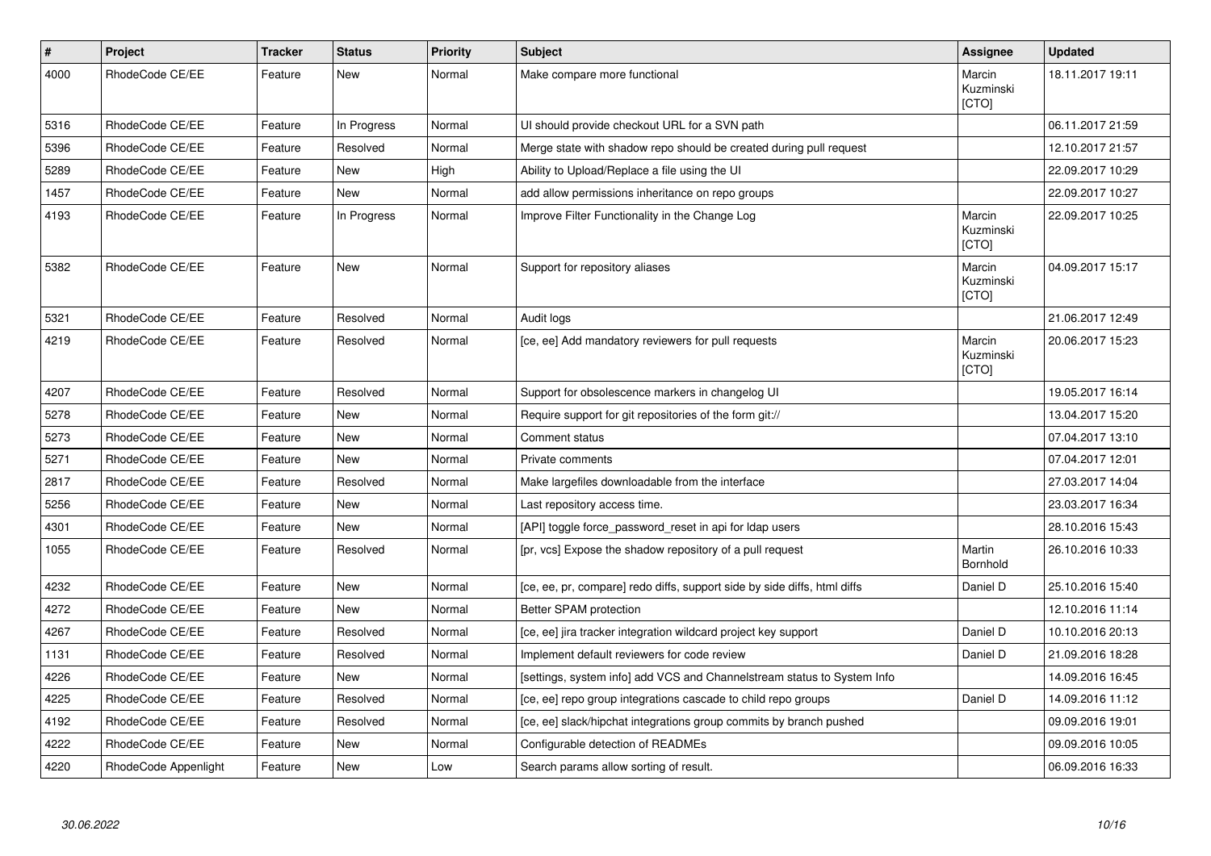| # | Project | Tracker | Status | Priority | Subject | Assignee | Updated |
|---|---|---|---|---|---|---|---|
| 4000 | RhodeCode CE/EE | Feature | New | Normal | Make compare more functional | Marcin Kuzminski [CTO] | 18.11.2017 19:11 |
| 5316 | RhodeCode CE/EE | Feature | In Progress | Normal | UI should provide checkout URL for a SVN path | | 06.11.2017 21:59 |
| 5396 | RhodeCode CE/EE | Feature | Resolved | Normal | Merge state with shadow repo should be created during pull request | | 12.10.2017 21:57 |
| 5289 | RhodeCode CE/EE | Feature | New | High | Ability to Upload/Replace a file using the UI | | 22.09.2017 10:29 |
| 1457 | RhodeCode CE/EE | Feature | New | Normal | add allow permissions inheritance on repo groups | | 22.09.2017 10:27 |
| 4193 | RhodeCode CE/EE | Feature | In Progress | Normal | Improve Filter Functionality in the Change Log | Marcin Kuzminski [CTO] | 22.09.2017 10:25 |
| 5382 | RhodeCode CE/EE | Feature | New | Normal | Support for repository aliases | Marcin Kuzminski [CTO] | 04.09.2017 15:17 |
| 5321 | RhodeCode CE/EE | Feature | Resolved | Normal | Audit logs | | 21.06.2017 12:49 |
| 4219 | RhodeCode CE/EE | Feature | Resolved | Normal | [ce, ee] Add mandatory reviewers for pull requests | Marcin Kuzminski [CTO] | 20.06.2017 15:23 |
| 4207 | RhodeCode CE/EE | Feature | Resolved | Normal | Support for obsolescence markers in changelog UI | | 19.05.2017 16:14 |
| 5278 | RhodeCode CE/EE | Feature | New | Normal | Require support for git repositories of the form git:// | | 13.04.2017 15:20 |
| 5273 | RhodeCode CE/EE | Feature | New | Normal | Comment status | | 07.04.2017 13:10 |
| 5271 | RhodeCode CE/EE | Feature | New | Normal | Private comments | | 07.04.2017 12:01 |
| 2817 | RhodeCode CE/EE | Feature | Resolved | Normal | Make largefiles downloadable from the interface | | 27.03.2017 14:04 |
| 5256 | RhodeCode CE/EE | Feature | New | Normal | Last repository access time. | | 23.03.2017 16:34 |
| 4301 | RhodeCode CE/EE | Feature | New | Normal | [API] toggle force_password_reset in api for ldap users | | 28.10.2016 15:43 |
| 1055 | RhodeCode CE/EE | Feature | Resolved | Normal | [pr, vcs] Expose the shadow repository of a pull request | Martin Bornhold | 26.10.2016 10:33 |
| 4232 | RhodeCode CE/EE | Feature | New | Normal | [ce, ee, pr, compare] redo diffs, support side by side diffs, html diffs | Daniel D | 25.10.2016 15:40 |
| 4272 | RhodeCode CE/EE | Feature | New | Normal | Better SPAM protection | | 12.10.2016 11:14 |
| 4267 | RhodeCode CE/EE | Feature | Resolved | Normal | [ce, ee] jira tracker integration wildcard project key support | Daniel D | 10.10.2016 20:13 |
| 1131 | RhodeCode CE/EE | Feature | Resolved | Normal | Implement default reviewers for code review | Daniel D | 21.09.2016 18:28 |
| 4226 | RhodeCode CE/EE | Feature | New | Normal | [settings, system info] add VCS and Channelstream status to System Info | | 14.09.2016 16:45 |
| 4225 | RhodeCode CE/EE | Feature | Resolved | Normal | [ce, ee] repo group integrations cascade to child repo groups | Daniel D | 14.09.2016 11:12 |
| 4192 | RhodeCode CE/EE | Feature | Resolved | Normal | [ce, ee] slack/hipchat integrations group commits by branch pushed | | 09.09.2016 19:01 |
| 4222 | RhodeCode CE/EE | Feature | New | Normal | Configurable detection of READMEs | | 09.09.2016 10:05 |
| 4220 | RhodeCode Appenlight | Feature | New | Low | Search params allow sorting of result. | | 06.09.2016 16:33 |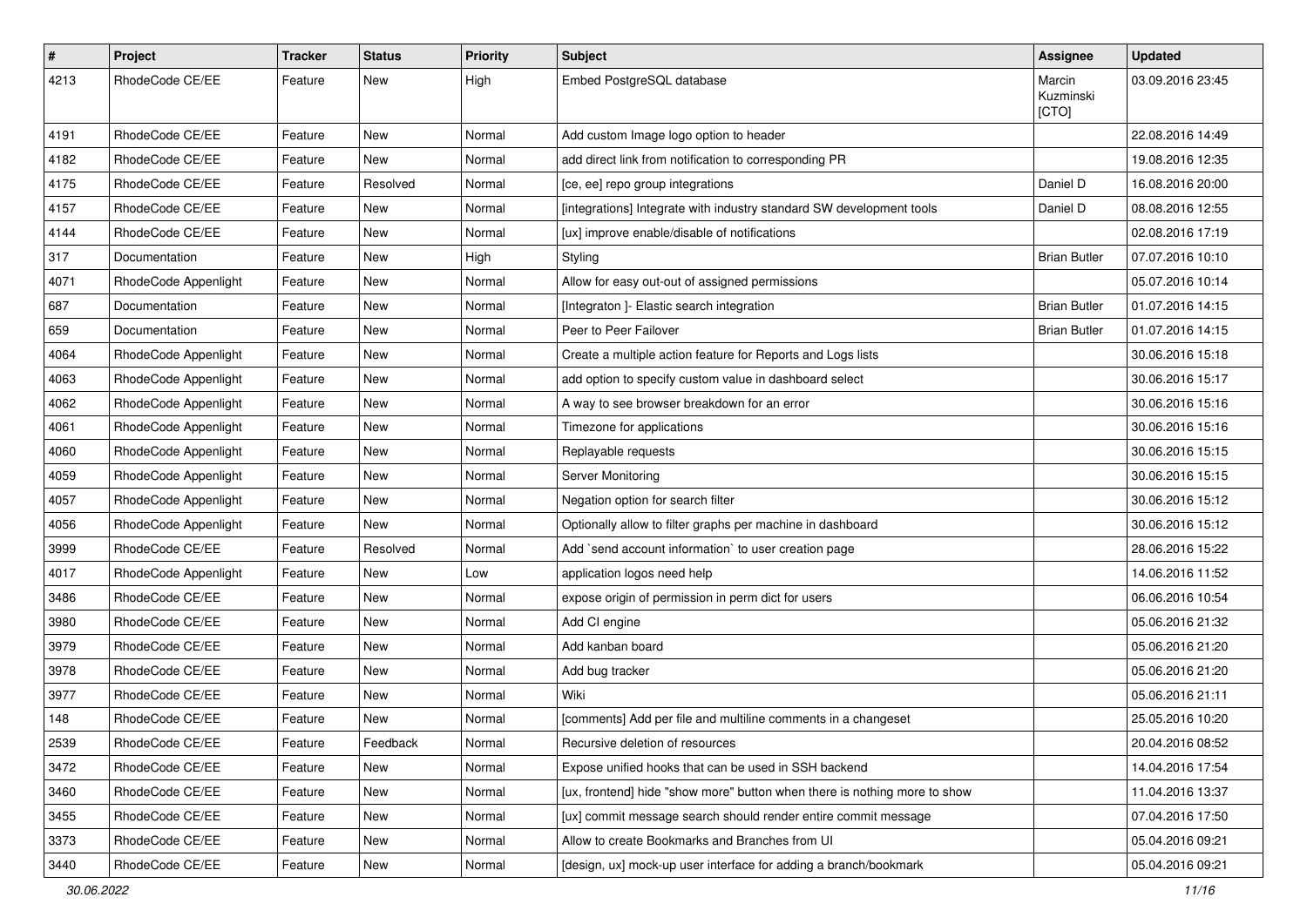| # | Project | Tracker | Status | Priority | Subject | Assignee | Updated |
|---|---|---|---|---|---|---|---|
| 4213 | RhodeCode CE/EE | Feature | New | High | Embed PostgreSQL database | Marcin Kuzminski [CTO] | 03.09.2016 23:45 |
| 4191 | RhodeCode CE/EE | Feature | New | Normal | Add custom Image logo option to header | | 22.08.2016 14:49 |
| 4182 | RhodeCode CE/EE | Feature | New | Normal | add direct link from notification to corresponding PR | | 19.08.2016 12:35 |
| 4175 | RhodeCode CE/EE | Feature | Resolved | Normal | [ce, ee] repo group integrations | Daniel D | 16.08.2016 20:00 |
| 4157 | RhodeCode CE/EE | Feature | New | Normal | [integrations] Integrate with industry standard SW development tools | Daniel D | 08.08.2016 12:55 |
| 4144 | RhodeCode CE/EE | Feature | New | Normal | [ux] improve enable/disable of notifications | | 02.08.2016 17:19 |
| 317 | Documentation | Feature | New | High | Styling | Brian Butler | 07.07.2016 10:10 |
| 4071 | RhodeCode Appenlight | Feature | New | Normal | Allow for easy out-out of assigned permissions | | 05.07.2016 10:14 |
| 687 | Documentation | Feature | New | Normal | [Integraton ]- Elastic search integration | Brian Butler | 01.07.2016 14:15 |
| 659 | Documentation | Feature | New | Normal | Peer to Peer Failover | Brian Butler | 01.07.2016 14:15 |
| 4064 | RhodeCode Appenlight | Feature | New | Normal | Create a multiple action feature for Reports and Logs lists | | 30.06.2016 15:18 |
| 4063 | RhodeCode Appenlight | Feature | New | Normal | add option to specify custom value in dashboard select | | 30.06.2016 15:17 |
| 4062 | RhodeCode Appenlight | Feature | New | Normal | A way to see browser breakdown for an error | | 30.06.2016 15:16 |
| 4061 | RhodeCode Appenlight | Feature | New | Normal | Timezone for applications | | 30.06.2016 15:16 |
| 4060 | RhodeCode Appenlight | Feature | New | Normal | Replayable requests | | 30.06.2016 15:15 |
| 4059 | RhodeCode Appenlight | Feature | New | Normal | Server Monitoring | | 30.06.2016 15:15 |
| 4057 | RhodeCode Appenlight | Feature | New | Normal | Negation option for search filter | | 30.06.2016 15:12 |
| 4056 | RhodeCode Appenlight | Feature | New | Normal | Optionally allow to filter graphs per machine in dashboard | | 30.06.2016 15:12 |
| 3999 | RhodeCode CE/EE | Feature | Resolved | Normal | Add `send account information` to user creation page | | 28.06.2016 15:22 |
| 4017 | RhodeCode Appenlight | Feature | New | Low | application logos need help | | 14.06.2016 11:52 |
| 3486 | RhodeCode CE/EE | Feature | New | Normal | expose origin of permission in perm dict for users | | 06.06.2016 10:54 |
| 3980 | RhodeCode CE/EE | Feature | New | Normal | Add CI engine | | 05.06.2016 21:32 |
| 3979 | RhodeCode CE/EE | Feature | New | Normal | Add kanban board | | 05.06.2016 21:20 |
| 3978 | RhodeCode CE/EE | Feature | New | Normal | Add bug tracker | | 05.06.2016 21:20 |
| 3977 | RhodeCode CE/EE | Feature | New | Normal | Wiki | | 05.06.2016 21:11 |
| 148 | RhodeCode CE/EE | Feature | New | Normal | [comments] Add per file and multiline comments in a changeset | | 25.05.2016 10:20 |
| 2539 | RhodeCode CE/EE | Feature | Feedback | Normal | Recursive deletion of resources | | 20.04.2016 08:52 |
| 3472 | RhodeCode CE/EE | Feature | New | Normal | Expose unified hooks that can be used in SSH backend | | 14.04.2016 17:54 |
| 3460 | RhodeCode CE/EE | Feature | New | Normal | [ux, frontend] hide "show more" button when there is nothing more to show | | 11.04.2016 13:37 |
| 3455 | RhodeCode CE/EE | Feature | New | Normal | [ux] commit message search should render entire commit message | | 07.04.2016 17:50 |
| 3373 | RhodeCode CE/EE | Feature | New | Normal | Allow to create Bookmarks and Branches from UI | | 05.04.2016 09:21 |
| 3440 | RhodeCode CE/EE | Feature | New | Normal | [design, ux] mock-up user interface for adding a branch/bookmark | | 05.04.2016 09:21 |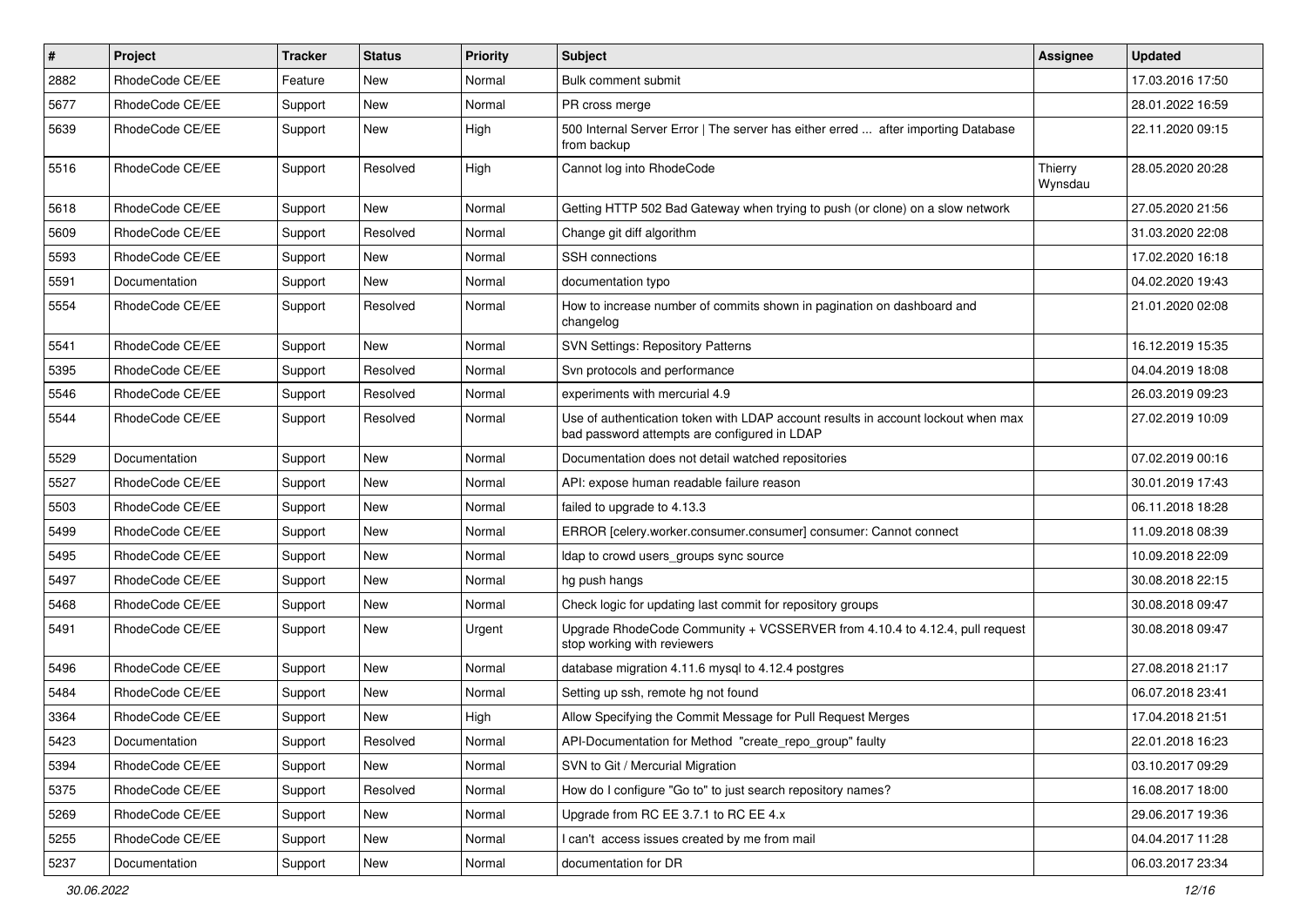| # | Project | Tracker | Status | Priority | Subject | Assignee | Updated |
| --- | --- | --- | --- | --- | --- | --- | --- |
| 2882 | RhodeCode CE/EE | Feature | New | Normal | Bulk comment submit | | 17.03.2016 17:50 |
| 5677 | RhodeCode CE/EE | Support | New | Normal | PR cross merge | | 28.01.2022 16:59 |
| 5639 | RhodeCode CE/EE | Support | New | High | 500 Internal Server Error \| The server has either erred ... after importing Database from backup | | 22.11.2020 09:15 |
| 5516 | RhodeCode CE/EE | Support | Resolved | High | Cannot log into RhodeCode | Thierry Wynsdau | 28.05.2020 20:28 |
| 5618 | RhodeCode CE/EE | Support | New | Normal | Getting HTTP 502 Bad Gateway when trying to push (or clone) on a slow network | | 27.05.2020 21:56 |
| 5609 | RhodeCode CE/EE | Support | Resolved | Normal | Change git diff algorithm | | 31.03.2020 22:08 |
| 5593 | RhodeCode CE/EE | Support | New | Normal | SSH connections | | 17.02.2020 16:18 |
| 5591 | Documentation | Support | New | Normal | documentation typo | | 04.02.2020 19:43 |
| 5554 | RhodeCode CE/EE | Support | Resolved | Normal | How to increase number of commits shown in pagination on dashboard and changelog | | 21.01.2020 02:08 |
| 5541 | RhodeCode CE/EE | Support | New | Normal | SVN Settings: Repository Patterns | | 16.12.2019 15:35 |
| 5395 | RhodeCode CE/EE | Support | Resolved | Normal | Svn protocols and performance | | 04.04.2019 18:08 |
| 5546 | RhodeCode CE/EE | Support | Resolved | Normal | experiments with mercurial 4.9 | | 26.03.2019 09:23 |
| 5544 | RhodeCode CE/EE | Support | Resolved | Normal | Use of authentication token with LDAP account results in account lockout when max bad password attempts are configured in LDAP | | 27.02.2019 10:09 |
| 5529 | Documentation | Support | New | Normal | Documentation does not detail watched repositories | | 07.02.2019 00:16 |
| 5527 | RhodeCode CE/EE | Support | New | Normal | API: expose human readable failure reason | | 30.01.2019 17:43 |
| 5503 | RhodeCode CE/EE | Support | New | Normal | failed to upgrade to 4.13.3 | | 06.11.2018 18:28 |
| 5499 | RhodeCode CE/EE | Support | New | Normal | ERROR [celery.worker.consumer.consumer] consumer: Cannot connect | | 11.09.2018 08:39 |
| 5495 | RhodeCode CE/EE | Support | New | Normal | ldap to crowd users_groups sync source | | 10.09.2018 22:09 |
| 5497 | RhodeCode CE/EE | Support | New | Normal | hg push hangs | | 30.08.2018 22:15 |
| 5468 | RhodeCode CE/EE | Support | New | Normal | Check logic for updating last commit for repository groups | | 30.08.2018 09:47 |
| 5491 | RhodeCode CE/EE | Support | New | Urgent | Upgrade RhodeCode Community + VCSSERVER from 4.10.4 to 4.12.4, pull request stop working with reviewers | | 30.08.2018 09:47 |
| 5496 | RhodeCode CE/EE | Support | New | Normal | database migration 4.11.6 mysql to 4.12.4 postgres | | 27.08.2018 21:17 |
| 5484 | RhodeCode CE/EE | Support | New | Normal | Setting up ssh, remote hg not found | | 06.07.2018 23:41 |
| 3364 | RhodeCode CE/EE | Support | New | High | Allow Specifying the Commit Message for Pull Request Merges | | 17.04.2018 21:51 |
| 5423 | Documentation | Support | Resolved | Normal | API-Documentation for Method "create_repo_group" faulty | | 22.01.2018 16:23 |
| 5394 | RhodeCode CE/EE | Support | New | Normal | SVN to Git / Mercurial Migration | | 03.10.2017 09:29 |
| 5375 | RhodeCode CE/EE | Support | Resolved | Normal | How do I configure "Go to" to just search repository names? | | 16.08.2017 18:00 |
| 5269 | RhodeCode CE/EE | Support | New | Normal | Upgrade from RC EE 3.7.1 to RC EE 4.x | | 29.06.2017 19:36 |
| 5255 | RhodeCode CE/EE | Support | New | Normal | I can't access issues created by me from mail | | 04.04.2017 11:28 |
| 5237 | Documentation | Support | New | Normal | documentation for DR | | 06.03.2017 23:34 |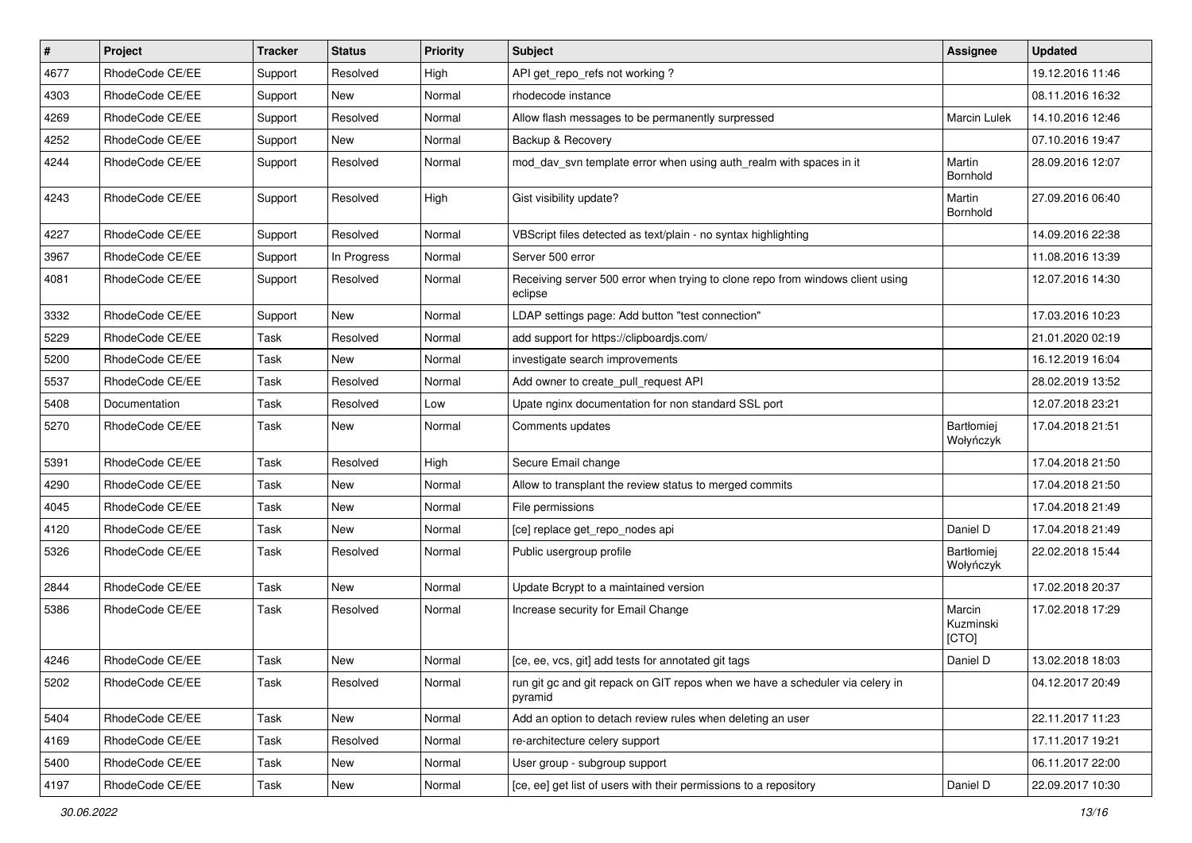| # | Project | Tracker | Status | Priority | Subject | Assignee | Updated |
| --- | --- | --- | --- | --- | --- | --- | --- |
| 4677 | RhodeCode CE/EE | Support | Resolved | High | API get_repo_refs not working ? | | 19.12.2016 11:46 |
| 4303 | RhodeCode CE/EE | Support | New | Normal | rhodecode instance | | 08.11.2016 16:32 |
| 4269 | RhodeCode CE/EE | Support | Resolved | Normal | Allow flash messages to be permanently surpressed | Marcin Lulek | 14.10.2016 12:46 |
| 4252 | RhodeCode CE/EE | Support | New | Normal | Backup & Recovery | | 07.10.2016 19:47 |
| 4244 | RhodeCode CE/EE | Support | Resolved | Normal | mod_dav_svn template error when using auth_realm with spaces in it | Martin Bornhold | 28.09.2016 12:07 |
| 4243 | RhodeCode CE/EE | Support | Resolved | High | Gist visibility update? | Martin Bornhold | 27.09.2016 06:40 |
| 4227 | RhodeCode CE/EE | Support | Resolved | Normal | VBScript files detected as text/plain - no syntax highlighting | | 14.09.2016 22:38 |
| 3967 | RhodeCode CE/EE | Support | In Progress | Normal | Server 500 error | | 11.08.2016 13:39 |
| 4081 | RhodeCode CE/EE | Support | Resolved | Normal | Receiving server 500 error when trying to clone repo from windows client using eclipse | | 12.07.2016 14:30 |
| 3332 | RhodeCode CE/EE | Support | New | Normal | LDAP settings page: Add button "test connection" | | 17.03.2016 10:23 |
| 5229 | RhodeCode CE/EE | Task | Resolved | Normal | add support for https://clipboardjs.com/ | | 21.01.2020 02:19 |
| 5200 | RhodeCode CE/EE | Task | New | Normal | investigate search improvements | | 16.12.2019 16:04 |
| 5537 | RhodeCode CE/EE | Task | Resolved | Normal | Add owner to create_pull_request API | | 28.02.2019 13:52 |
| 5408 | Documentation | Task | Resolved | Low | Upate nginx documentation for non standard SSL port | | 12.07.2018 23:21 |
| 5270 | RhodeCode CE/EE | Task | New | Normal | Comments updates | Bartłomiej Wołyńczyk | 17.04.2018 21:51 |
| 5391 | RhodeCode CE/EE | Task | Resolved | High | Secure Email change | | 17.04.2018 21:50 |
| 4290 | RhodeCode CE/EE | Task | New | Normal | Allow to transplant the review status to merged commits | | 17.04.2018 21:50 |
| 4045 | RhodeCode CE/EE | Task | New | Normal | File permissions | | 17.04.2018 21:49 |
| 4120 | RhodeCode CE/EE | Task | New | Normal | [ce] replace get_repo_nodes api | Daniel D | 17.04.2018 21:49 |
| 5326 | RhodeCode CE/EE | Task | Resolved | Normal | Public usergroup profile | Bartłomiej Wołyńczyk | 22.02.2018 15:44 |
| 2844 | RhodeCode CE/EE | Task | New | Normal | Update Bcrypt to a maintained version | | 17.02.2018 20:37 |
| 5386 | RhodeCode CE/EE | Task | Resolved | Normal | Increase security for Email Change | Marcin Kuzminski [CTO] | 17.02.2018 17:29 |
| 4246 | RhodeCode CE/EE | Task | New | Normal | [ce, ee, vcs, git] add tests for annotated git tags | Daniel D | 13.02.2018 18:03 |
| 5202 | RhodeCode CE/EE | Task | Resolved | Normal | run git gc and git repack on GIT repos when we have a scheduler via celery in pyramid | | 04.12.2017 20:49 |
| 5404 | RhodeCode CE/EE | Task | New | Normal | Add an option to detach review rules when deleting an user | | 22.11.2017 11:23 |
| 4169 | RhodeCode CE/EE | Task | Resolved | Normal | re-architecture celery support | | 17.11.2017 19:21 |
| 5400 | RhodeCode CE/EE | Task | New | Normal | User group - subgroup support | | 06.11.2017 22:00 |
| 4197 | RhodeCode CE/EE | Task | New | Normal | [ce, ee] get list of users with their permissions to a repository | Daniel D | 22.09.2017 10:30 |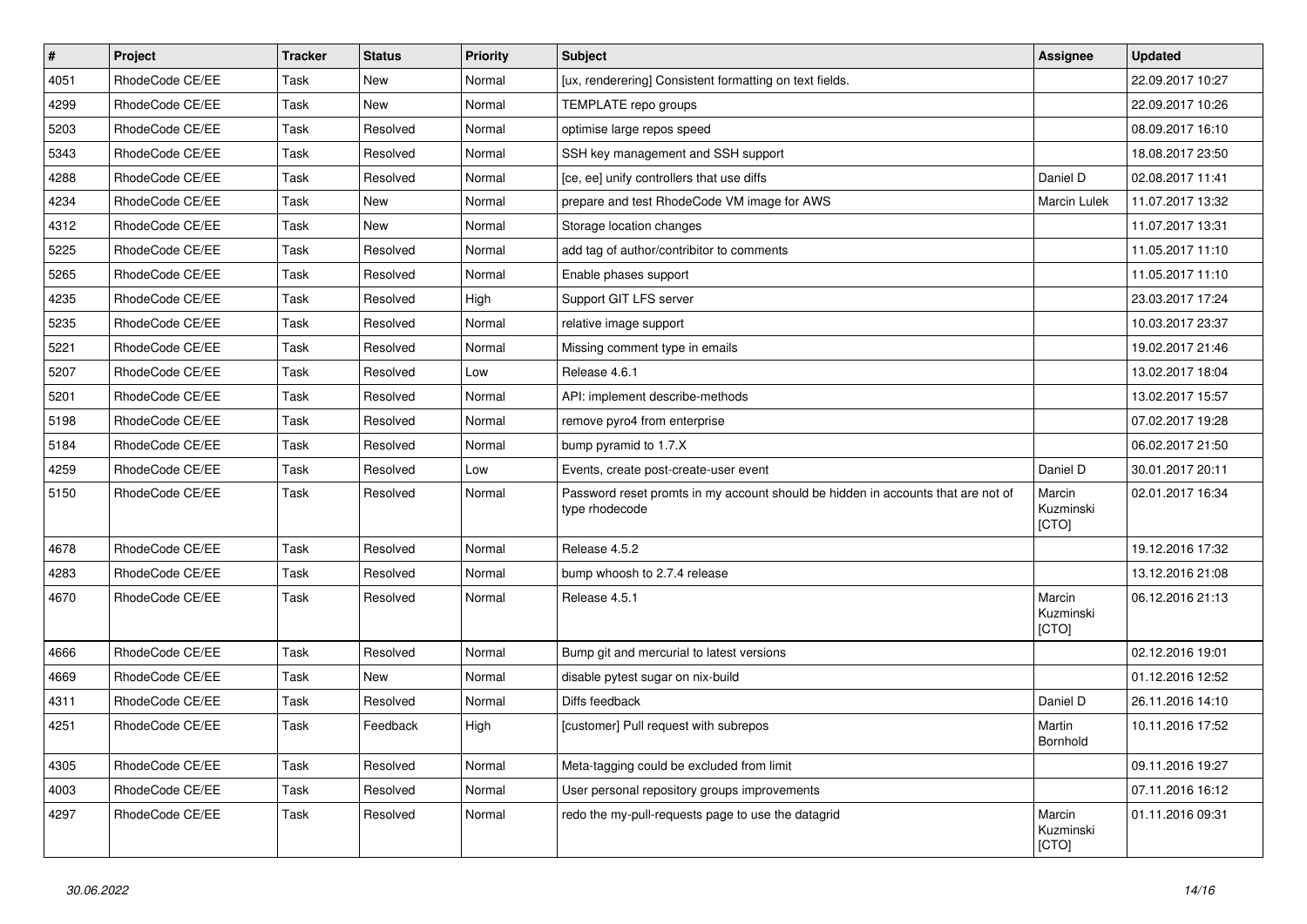| # | Project | Tracker | Status | Priority | Subject | Assignee | Updated |
|---|---|---|---|---|---|---|---|
| 4051 | RhodeCode CE/EE | Task | New | Normal | [ux, renderering] Consistent formatting on text fields. | | 22.09.2017 10:27 |
| 4299 | RhodeCode CE/EE | Task | New | Normal | TEMPLATE repo groups | | 22.09.2017 10:26 |
| 5203 | RhodeCode CE/EE | Task | Resolved | Normal | optimise large repos speed | | 08.09.2017 16:10 |
| 5343 | RhodeCode CE/EE | Task | Resolved | Normal | SSH key management and SSH support | | 18.08.2017 23:50 |
| 4288 | RhodeCode CE/EE | Task | Resolved | Normal | [ce, ee] unify controllers that use diffs | Daniel D | 02.08.2017 11:41 |
| 4234 | RhodeCode CE/EE | Task | New | Normal | prepare and test RhodeCode VM image for AWS | Marcin Lulek | 11.07.2017 13:32 |
| 4312 | RhodeCode CE/EE | Task | New | Normal | Storage location changes | | 11.07.2017 13:31 |
| 5225 | RhodeCode CE/EE | Task | Resolved | Normal | add tag of author/contribitor to comments | | 11.05.2017 11:10 |
| 5265 | RhodeCode CE/EE | Task | Resolved | Normal | Enable phases support | | 11.05.2017 11:10 |
| 4235 | RhodeCode CE/EE | Task | Resolved | High | Support GIT LFS server | | 23.03.2017 17:24 |
| 5235 | RhodeCode CE/EE | Task | Resolved | Normal | relative image support | | 10.03.2017 23:37 |
| 5221 | RhodeCode CE/EE | Task | Resolved | Normal | Missing comment type in emails | | 19.02.2017 21:46 |
| 5207 | RhodeCode CE/EE | Task | Resolved | Low | Release 4.6.1 | | 13.02.2017 18:04 |
| 5201 | RhodeCode CE/EE | Task | Resolved | Normal | API: implement describe-methods | | 13.02.2017 15:57 |
| 5198 | RhodeCode CE/EE | Task | Resolved | Normal | remove pyro4 from enterprise | | 07.02.2017 19:28 |
| 5184 | RhodeCode CE/EE | Task | Resolved | Normal | bump pyramid to 1.7.X | | 06.02.2017 21:50 |
| 4259 | RhodeCode CE/EE | Task | Resolved | Low | Events, create post-create-user event | Daniel D | 30.01.2017 20:11 |
| 5150 | RhodeCode CE/EE | Task | Resolved | Normal | Password reset promts in my account should be hidden in accounts that are not of type rhodecode | Marcin Kuzminski [CTO] | 02.01.2017 16:34 |
| 4678 | RhodeCode CE/EE | Task | Resolved | Normal | Release 4.5.2 | | 19.12.2016 17:32 |
| 4283 | RhodeCode CE/EE | Task | Resolved | Normal | bump whoosh to 2.7.4 release | | 13.12.2016 21:08 |
| 4670 | RhodeCode CE/EE | Task | Resolved | Normal | Release 4.5.1 | Marcin Kuzminski [CTO] | 06.12.2016 21:13 |
| 4666 | RhodeCode CE/EE | Task | Resolved | Normal | Bump git and mercurial to latest versions | | 02.12.2016 19:01 |
| 4669 | RhodeCode CE/EE | Task | New | Normal | disable pytest sugar on nix-build | | 01.12.2016 12:52 |
| 4311 | RhodeCode CE/EE | Task | Resolved | Normal | Diffs feedback | Daniel D | 26.11.2016 14:10 |
| 4251 | RhodeCode CE/EE | Task | Feedback | High | [customer] Pull request with subrepos | Martin Bornhold | 10.11.2016 17:52 |
| 4305 | RhodeCode CE/EE | Task | Resolved | Normal | Meta-tagging could be excluded from limit | | 09.11.2016 19:27 |
| 4003 | RhodeCode CE/EE | Task | Resolved | Normal | User personal repository groups improvements | | 07.11.2016 16:12 |
| 4297 | RhodeCode CE/EE | Task | Resolved | Normal | redo the my-pull-requests page to use the datagrid | Marcin Kuzminski [CTO] | 01.11.2016 09:31 |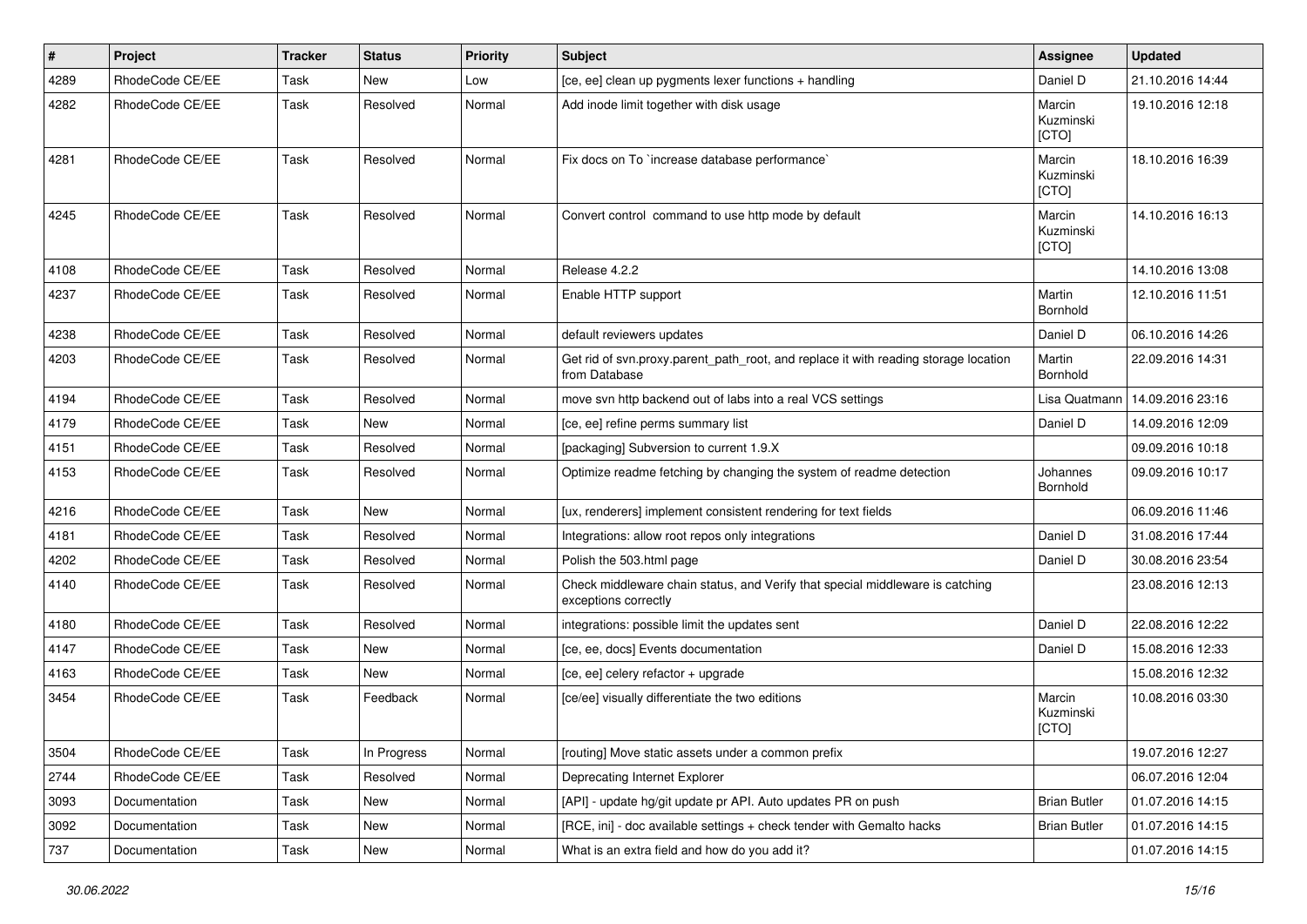| # | Project | Tracker | Status | Priority | Subject | Assignee | Updated |
|---|---|---|---|---|---|---|---|
| 4289 | RhodeCode CE/EE | Task | New | Low | [ce, ee] clean up pygments lexer functions + handling | Daniel D | 21.10.2016 14:44 |
| 4282 | RhodeCode CE/EE | Task | Resolved | Normal | Add inode limit together with disk usage | Marcin Kuzminski [CTO] | 19.10.2016 12:18 |
| 4281 | RhodeCode CE/EE | Task | Resolved | Normal | Fix docs on To `increase database performance` | Marcin Kuzminski [CTO] | 18.10.2016 16:39 |
| 4245 | RhodeCode CE/EE | Task | Resolved | Normal | Convert control command to use http mode by default | Marcin Kuzminski [CTO] | 14.10.2016 16:13 |
| 4108 | RhodeCode CE/EE | Task | Resolved | Normal | Release 4.2.2 | | 14.10.2016 13:08 |
| 4237 | RhodeCode CE/EE | Task | Resolved | Normal | Enable HTTP support | Martin Bornhold | 12.10.2016 11:51 |
| 4238 | RhodeCode CE/EE | Task | Resolved | Normal | default reviewers updates | Daniel D | 06.10.2016 14:26 |
| 4203 | RhodeCode CE/EE | Task | Resolved | Normal | Get rid of svn.proxy.parent_path_root, and replace it with reading storage location from Database | Martin Bornhold | 22.09.2016 14:31 |
| 4194 | RhodeCode CE/EE | Task | Resolved | Normal | move svn http backend out of labs into a real VCS settings | Lisa Quatmann | 14.09.2016 23:16 |
| 4179 | RhodeCode CE/EE | Task | New | Normal | [ce, ee] refine perms summary list | Daniel D | 14.09.2016 12:09 |
| 4151 | RhodeCode CE/EE | Task | Resolved | Normal | [packaging] Subversion to current 1.9.X | | 09.09.2016 10:18 |
| 4153 | RhodeCode CE/EE | Task | Resolved | Normal | Optimize readme fetching by changing the system of readme detection | Johannes Bornhold | 09.09.2016 10:17 |
| 4216 | RhodeCode CE/EE | Task | New | Normal | [ux, renderers] implement consistent rendering for text fields | | 06.09.2016 11:46 |
| 4181 | RhodeCode CE/EE | Task | Resolved | Normal | Integrations: allow root repos only integrations | Daniel D | 31.08.2016 17:44 |
| 4202 | RhodeCode CE/EE | Task | Resolved | Normal | Polish the 503.html page | Daniel D | 30.08.2016 23:54 |
| 4140 | RhodeCode CE/EE | Task | Resolved | Normal | Check middleware chain status, and Verify that special middleware is catching exceptions correctly | | 23.08.2016 12:13 |
| 4180 | RhodeCode CE/EE | Task | Resolved | Normal | integrations: possible limit the updates sent | Daniel D | 22.08.2016 12:22 |
| 4147 | RhodeCode CE/EE | Task | New | Normal | [ce, ee, docs] Events documentation | Daniel D | 15.08.2016 12:33 |
| 4163 | RhodeCode CE/EE | Task | New | Normal | [ce, ee] celery refactor + upgrade | | 15.08.2016 12:32 |
| 3454 | RhodeCode CE/EE | Task | Feedback | Normal | [ce/ee] visually differentiate the two editions | Marcin Kuzminski [CTO] | 10.08.2016 03:30 |
| 3504 | RhodeCode CE/EE | Task | In Progress | Normal | [routing] Move static assets under a common prefix | | 19.07.2016 12:27 |
| 2744 | RhodeCode CE/EE | Task | Resolved | Normal | Deprecating Internet Explorer | | 06.07.2016 12:04 |
| 3093 | Documentation | Task | New | Normal | [API] - update hg/git update pr API. Auto updates PR on push | Brian Butler | 01.07.2016 14:15 |
| 3092 | Documentation | Task | New | Normal | [RCE, ini] - doc available settings + check tender with Gemalto hacks | Brian Butler | 01.07.2016 14:15 |
| 737 | Documentation | Task | New | Normal | What is an extra field and how do you add it? | | 01.07.2016 14:15 |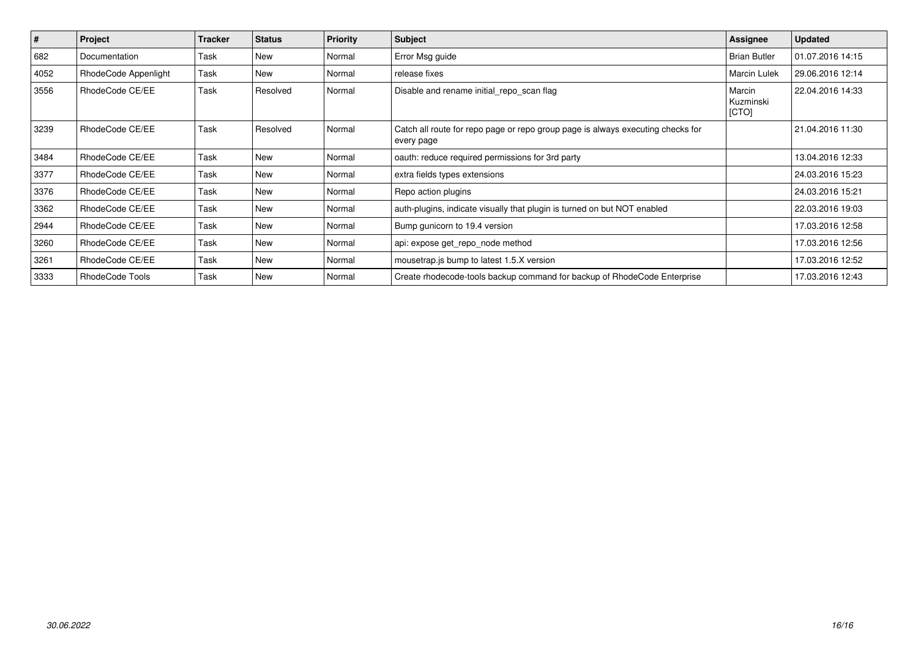| # | Project | Tracker | Status | Priority | Subject | Assignee | Updated |
|---|---|---|---|---|---|---|---|
| 682 | Documentation | Task | New | Normal | Error Msg guide | Brian Butler | 01.07.2016 14:15 |
| 4052 | RhodeCode Appenlight | Task | New | Normal | release fixes | Marcin Lulek | 29.06.2016 12:14 |
| 3556 | RhodeCode CE/EE | Task | Resolved | Normal | Disable and rename initial_repo_scan flag | Marcin Kuzminski [CTO] | 22.04.2016 14:33 |
| 3239 | RhodeCode CE/EE | Task | Resolved | Normal | Catch all route for repo page or repo group page is always executing checks for every page | | 21.04.2016 11:30 |
| 3484 | RhodeCode CE/EE | Task | New | Normal | oauth: reduce required permissions for 3rd party | | 13.04.2016 12:33 |
| 3377 | RhodeCode CE/EE | Task | New | Normal | extra fields types extensions | | 24.03.2016 15:23 |
| 3376 | RhodeCode CE/EE | Task | New | Normal | Repo action plugins | | 24.03.2016 15:21 |
| 3362 | RhodeCode CE/EE | Task | New | Normal | auth-plugins, indicate visually that plugin is turned on but NOT enabled | | 22.03.2016 19:03 |
| 2944 | RhodeCode CE/EE | Task | New | Normal | Bump gunicorn to 19.4 version | | 17.03.2016 12:58 |
| 3260 | RhodeCode CE/EE | Task | New | Normal | api: expose get_repo_node method | | 17.03.2016 12:56 |
| 3261 | RhodeCode CE/EE | Task | New | Normal | mousetrap.js bump to latest 1.5.X version | | 17.03.2016 12:52 |
| 3333 | RhodeCode Tools | Task | New | Normal | Create rhodecode-tools backup command for backup of RhodeCode Enterprise | | 17.03.2016 12:43 |